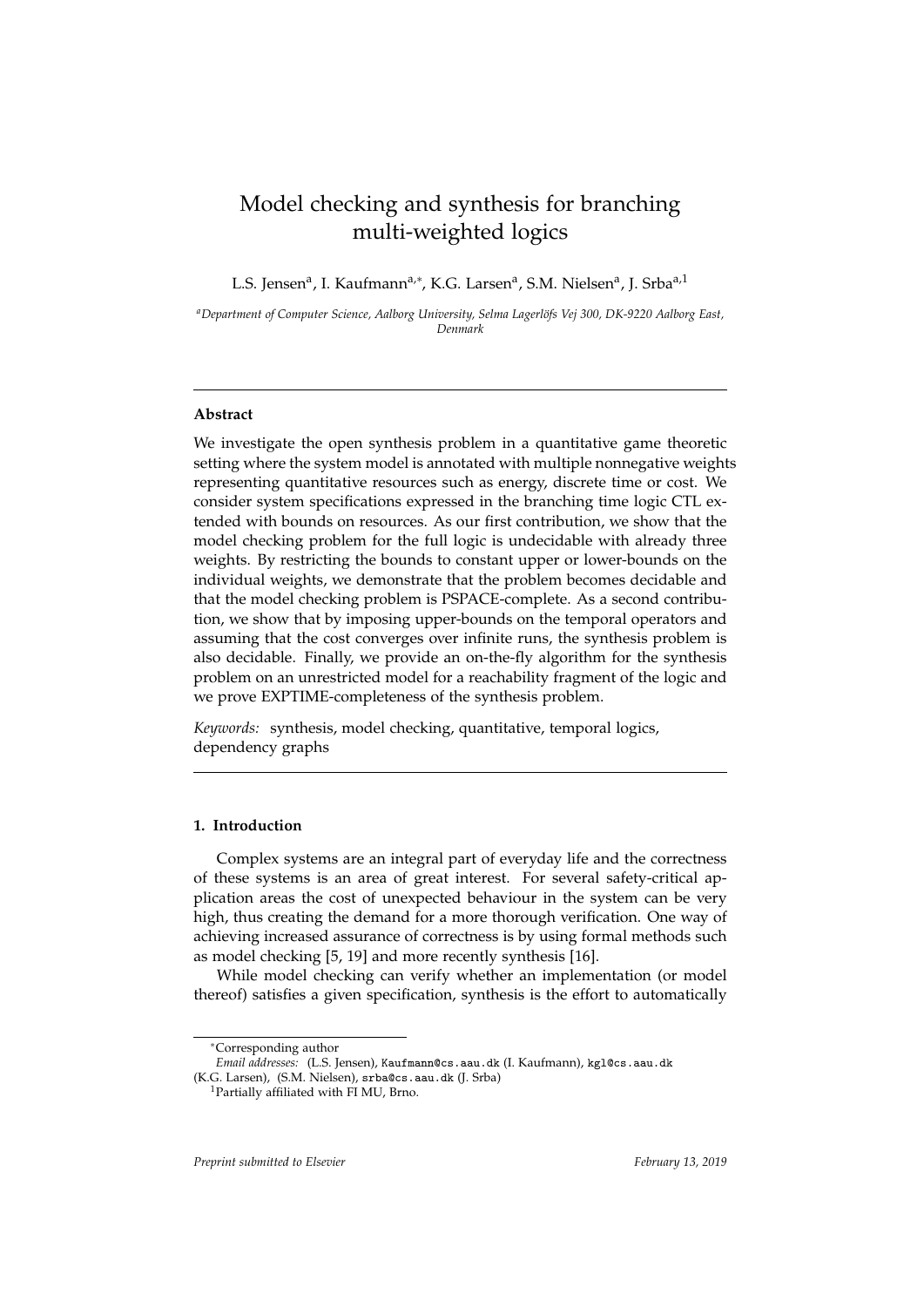# Model checking and synthesis for branching multi-weighted logics

L.S. Jensen[a], I. Kaufmann[a,*], K.G. Larsen[a], S.M. Nielsen[a], J. Srba[a,1]

[a]*Department of Computer Science, Aalborg University, Selma Lagerlöfs Vej 300, DK-9220 Aalborg East, Denmark*

---

**Abstract**

We investigate the open synthesis problem in a quantitative game theoretic setting where the system model is annotated with multiple nonnegative weights representing quantitative resources such as energy, discrete time or cost. We consider system specifications expressed in the branching time logic CTL extended with bounds on resources. As our first contribution, we show that the model checking problem for the full logic is undecidable with already three weights. By restricting the bounds to constant upper or lower-bounds on the individual weights, we demonstrate that the problem becomes decidable and that the model checking problem is PSPACE-complete. As a second contribution, we show that by imposing upper-bounds on the temporal operators and assuming that the cost converges over infinite runs, the synthesis problem is also decidable. Finally, we provide an on-the-fly algorithm for the synthesis problem on an unrestricted model for a reachability fragment of the logic and we prove EXPTIME-completeness of the synthesis problem.

*Keywords:* synthesis, model checking, quantitative, temporal logics, dependency graphs

---

## 1. Introduction

Complex systems are an integral part of everyday life and the correctness of these systems is an area of great interest. For several safety-critical application areas the cost of unexpected behaviour in the system can be very high, thus creating the demand for a more thorough verification. One way of achieving increased assurance of correctness is by using formal methods such as model checking [5, 19] and more recently synthesis [16].

While model checking can verify whether an implementation (or model thereof) satisfies a given specification, synthesis is the effort to automatically

---

*Corresponding author

*Email addresses:* (L.S. Jensen), Kaufmann@cs.aau.dk (I. Kaufmann), kgl@cs.aau.dk (K.G. Larsen), (S.M. Nielsen), srba@cs.aau.dk (J. Srba)

[1]Partially affiliated with FI MU, Brno.

*Preprint submitted to Elsevier* *February 13, 2019*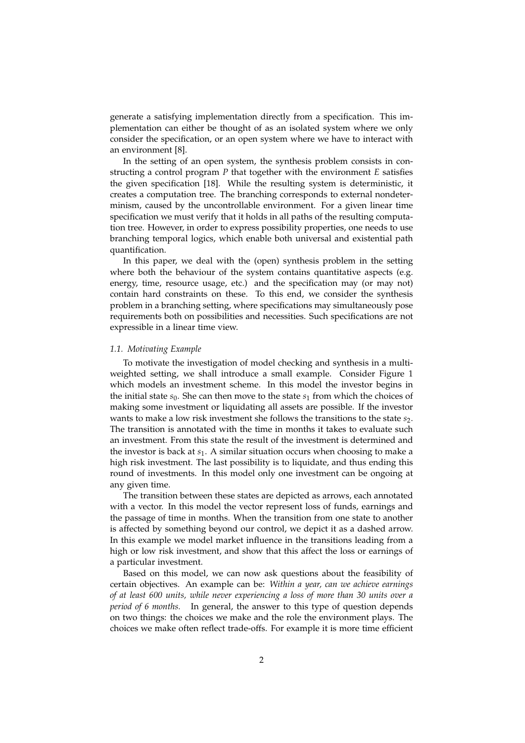generate a satisfying implementation directly from a specification. This implementation can either be thought of as an isolated system where we only consider the specification, or an open system where we have to interact with an environment [8].

In the setting of an open system, the synthesis problem consists in constructing a control program $P$ that together with the environment $E$ satisfies the given specification [18]. While the resulting system is deterministic, it creates a computation tree. The branching corresponds to external nondeterminism, caused by the uncontrollable environment. For a given linear time specification we must verify that it holds in all paths of the resulting computation tree. However, in order to express possibility properties, one needs to use branching temporal logics, which enable both universal and existential path quantification.

In this paper, we deal with the (open) synthesis problem in the setting where both the behaviour of the system contains quantitative aspects (e.g. energy, time, resource usage, etc.) and the specification may (or may not) contain hard constraints on these. To this end, we consider the synthesis problem in a branching setting, where specifications may simultaneously pose requirements both on possibilities and necessities. Such specifications are not expressible in a linear time view.

### *1.1. Motivating Example*

To motivate the investigation of model checking and synthesis in a multi-weighted setting, we shall introduce a small example. Consider Figure 1 which models an investment scheme. In this model the investor begins in the initial state $s_0$. She can then move to the state $s_1$ from which the choices of making some investment or liquidating all assets are possible. If the investor wants to make a low risk investment she follows the transitions to the state $s_2$. The transition is annotated with the time in months it takes to evaluate such an investment. From this state the result of the investment is determined and the investor is back at $s_1$. A similar situation occurs when choosing to make a high risk investment. The last possibility is to liquidate, and thus ending this round of investments. In this model only one investment can be ongoing at any given time.

The transition between these states are depicted as arrows, each annotated with a vector. In this model the vector represent loss of funds, earnings and the passage of time in months. When the transition from one state to another is affected by something beyond our control, we depict it as a dashed arrow. In this example we model market influence in the transitions leading from a high or low risk investment, and show that this affect the loss or earnings of a particular investment.

Based on this model, we can now ask questions about the feasibility of certain objectives. An example can be: *Within a year, can we achieve earnings of at least 600 units, while never experiencing a loss of more than 30 units over a period of 6 months.* In general, the answer to this type of question depends on two things: the choices we make and the role the environment plays. The choices we make often reflect trade-offs. For example it is more time efficient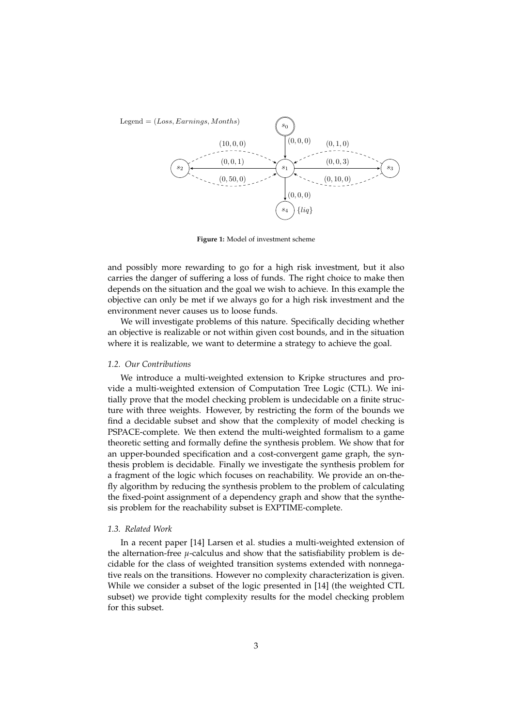**Figure 1:** Model of investment scheme

and possibly more rewarding to go for a high risk investment, but it also carries the danger of suffering a loss of funds. The right choice to make then depends on the situation and the goal we wish to achieve. In this example the objective can only be met if we always go for a high risk investment and the environment never causes us to loose funds.

We will investigate problems of this nature. Specifically deciding whether an objective is realizable or not within given cost bounds, and in the situation where it is realizable, we want to determine a strategy to achieve the goal.

### *1.2. Our Contributions*

We introduce a multi-weighted extension to Kripke structures and provide a multi-weighted extension of Computation Tree Logic (CTL). We initially prove that the model checking problem is undecidable on a finite structure with three weights. However, by restricting the form of the bounds we find a decidable subset and show that the complexity of model checking is PSPACE-complete. We then extend the multi-weighted formalism to a game theoretic setting and formally define the synthesis problem. We show that for an upper-bounded specification and a cost-convergent game graph, the synthesis problem is decidable. Finally we investigate the synthesis problem for a fragment of the logic which focuses on reachability. We provide an on-the-fly algorithm by reducing the synthesis problem to the problem of calculating the fixed-point assignment of a dependency graph and show that the synthesis problem for the reachability subset is EXPTIME-complete.

### *1.3. Related Work*

In a recent paper [14] Larsen et al. studies a multi-weighted extension of the alternation-free $\mu$-calculus and show that the satisfiability problem is decidable for the class of weighted transition systems extended with nonnegative reals on the transitions. However no complexity characterization is given. While we consider a subset of the logic presented in [14] (the weighted CTL subset) we provide tight complexity results for the model checking problem for this subset.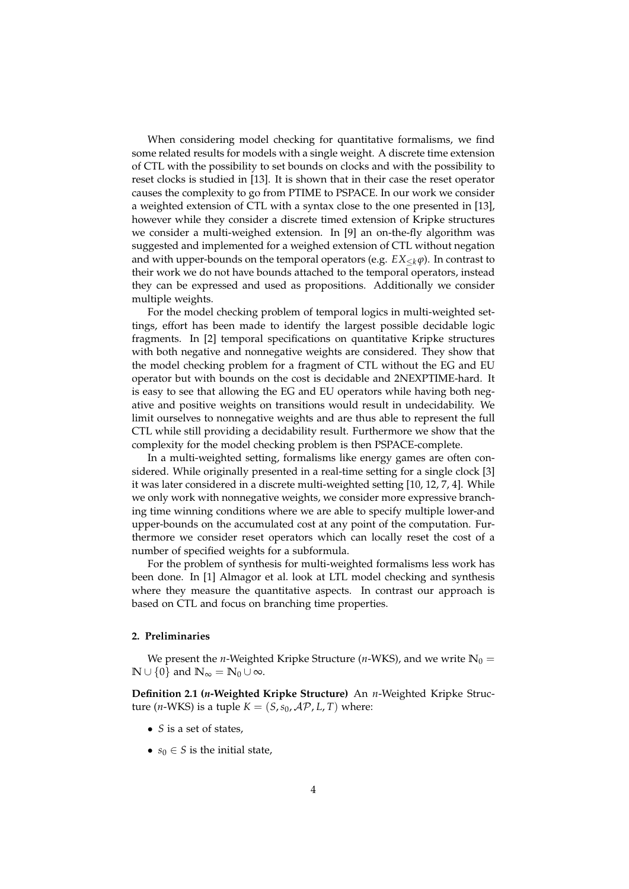When considering model checking for quantitative formalisms, we find some related results for models with a single weight. A discrete time extension of CTL with the possibility to set bounds on clocks and with the possibility to reset clocks is studied in [13]. It is shown that in their case the reset operator causes the complexity to go from PTIME to PSPACE. In our work we consider a weighted extension of CTL with a syntax close to the one presented in [13], however while they consider a discrete timed extension of Kripke structures we consider a multi-weighed extension. In [9] an on-the-fly algorithm was suggested and implemented for a weighed extension of CTL without negation and with upper-bounds on the temporal operators (e.g. $EX_{\leq k}\varphi$). In contrast to their work we do not have bounds attached to the temporal operators, instead they can be expressed and used as propositions. Additionally we consider multiple weights.

For the model checking problem of temporal logics in multi-weighted settings, effort has been made to identify the largest possible decidable logic fragments. In [2] temporal specifications on quantitative Kripke structures with both negative and nonnegative weights are considered. They show that the model checking problem for a fragment of CTL without the EG and EU operator but with bounds on the cost is decidable and 2NEXPTIME-hard. It is easy to see that allowing the EG and EU operators while having both negative and positive weights on transitions would result in undecidability. We limit ourselves to nonnegative weights and are thus able to represent the full CTL while still providing a decidability result. Furthermore we show that the complexity for the model checking problem is then PSPACE-complete.

In a multi-weighted setting, formalisms like energy games are often considered. While originally presented in a real-time setting for a single clock [3] it was later considered in a discrete multi-weighted setting [10, 12, 7, 4]. While we only work with nonnegative weights, we consider more expressive branching time winning conditions where we are able to specify multiple lower-and upper-bounds on the accumulated cost at any point of the computation. Furthermore we consider reset operators which can locally reset the cost of a number of specified weights for a subformula.

For the problem of synthesis for multi-weighted formalisms less work has been done. In [1] Almagor et al. look at LTL model checking and synthesis where they measure the quantitative aspects. In contrast our approach is based on CTL and focus on branching time properties.

## 2. Preliminaries

We present the $n$-Weighted Kripke Structure ($n$-WKS), and we write $\mathbb{N}_0 = \mathbb{N} \cup \{0\}$ and $\mathbb{N}_\infty = \mathbb{N}_0 \cup \infty$.

**Definition 2.1 ($n$-Weighted Kripke Structure)** An $n$-Weighted Kripke Structure ($n$-WKS) is a tuple $K = (S, s_0, \mathcal{AP}, L, T)$ where:

- $S$ is a set of states,
- $s_0 \in S$ is the initial state,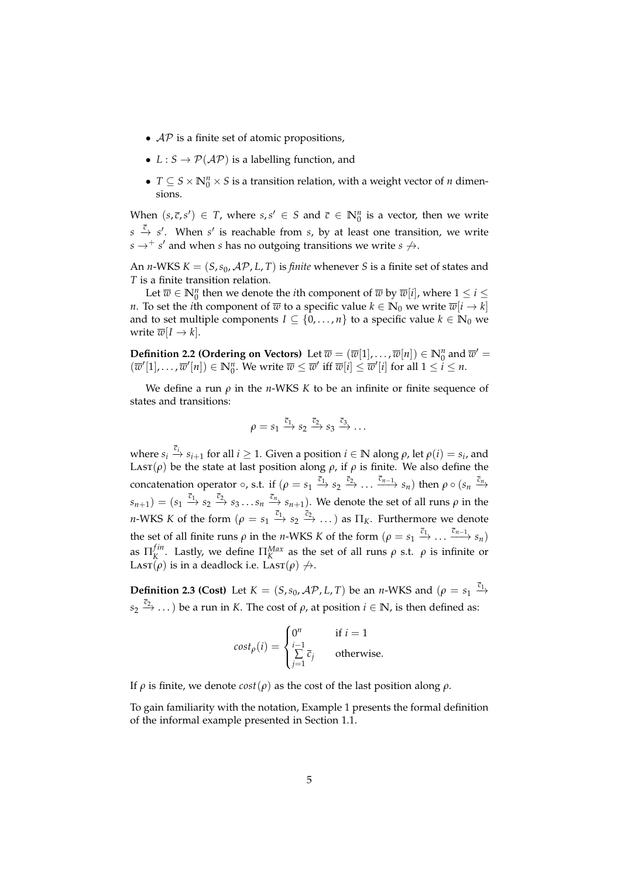- $\mathcal{AP}$ is a finite set of atomic propositions,
- $L : S \to \mathcal{P}(\mathcal{AP})$ is a labelling function, and
- $T \subseteq S \times \mathbb{N}_0^n \times S$ is a transition relation, with a weight vector of $n$ dimensions.

When $(s, \overline{c}, s') \in T$, where $s, s' \in S$ and $\overline{c} \in \mathbb{N}_0^n$ is a vector, then we write $s \xrightarrow{\overline{c}} s'$. When $s'$ is reachable from $s$, by at least one transition, we write $s \to^+ s'$ and when $s$ has no outgoing transitions we write $s \not\to$.

An $n$-WKS $K = (S, s_0, \mathcal{AP}, L, T)$ is *finite* whenever $S$ is a finite set of states and $T$ is a finite transition relation.

Let $\overline{w} \in \mathbb{N}_0^n$ then we denote the $i$th component of $\overline{w}$ by $\overline{w}[i]$, where $1 \leq i \leq n$. To set the $i$th component of $\overline{w}$ to a specific value $k \in \mathbb{N}_0$ we write $\overline{w}[i \to k]$ and to set multiple components $I \subseteq \{0, \dots, n\}$ to a specific value $k \in \mathbb{N}_0$ we write $\overline{w}[I \to k]$.

**Definition 2.2 (Ordering on Vectors)** Let $\overline{w} = (\overline{w}[1], \dots, \overline{w}[n]) \in \mathbb{N}_0^n$ and $\overline{w}' = (\overline{w}'[1], \dots, \overline{w}'[n]) \in \mathbb{N}_0^n$. We write $\overline{w} \leq \overline{w}'$ iff $\overline{w}[i] \leq \overline{w}'[i]$ for all $1 \leq i \leq n$.

We define a run $\rho$ in the $n$-WKS $K$ to be an infinite or finite sequence of states and transitions:

$$\rho = s_1 \xrightarrow{\overline{c}_1} s_2 \xrightarrow{\overline{c}_2} s_3 \xrightarrow{\overline{c}_3} \dots$$

where $s_i \xrightarrow{\overline{c}_i} s_{i+1}$ for all $i \geq 1$. Given a position $i \in \mathbb{N}$ along $\rho$, let $\rho(i) = s_i$, and $\textsc{Last}(\rho)$ be the state at last position along $\rho$, if $\rho$ is finite. We also define the concatenation operator $\circ$, s.t. if $(\rho = s_1 \xrightarrow{\overline{c}_1} s_2 \xrightarrow{\overline{c}_2} \dots \xrightarrow{\overline{c}_{n-1}} s_n)$ then $\rho \circ (s_n \xrightarrow{\overline{c}_n} s_{n+1}) = (s_1 \xrightarrow{\overline{c}_1} s_2 \xrightarrow{\overline{c}_2} s_3 \dots s_n \xrightarrow{\overline{c}_n} s_{n+1})$. We denote the set of all runs $\rho$ in the $n$-WKS $K$ of the form $(\rho = s_1 \xrightarrow{\overline{c}_1} s_2 \xrightarrow{\overline{c}_2} \dots)$ as $\Pi_K$. Furthermore we denote the set of all finite runs $\rho$ in the $n$-WKS $K$ of the form $(\rho = s_1 \xrightarrow{\overline{c}_1} \dots \xrightarrow{\overline{c}_{n-1}} s_n)$ as $\Pi_K^{fin}$. Lastly, we define $\Pi_K^{Max}$ as the set of all runs $\rho$ s.t. $\rho$ is infinite or $\textsc{Last}(\rho)$ is in a deadlock i.e. $\textsc{Last}(\rho) \not\to$.

**Definition 2.3 (Cost)** Let $K = (S, s_0, \mathcal{AP}, L, T)$ be an $n$-WKS and $(\rho = s_1 \xrightarrow{\overline{c}_1} s_2 \xrightarrow{\overline{c}_2} \dots)$ be a run in $K$. The cost of $\rho$, at position $i \in \mathbb{N}$, is then defined as:

$$cost_\rho(i) = \begin{cases} 0^n & \text{if } i = 1 \\ \sum\limits_{j=1}^{i-1} \overline{c}_j & \text{otherwise.} \end{cases}$$

If $\rho$ is finite, we denote $cost(\rho)$ as the cost of the last position along $\rho$.

To gain familiarity with the notation, Example 1 presents the formal definition of the informal example presented in Section 1.1.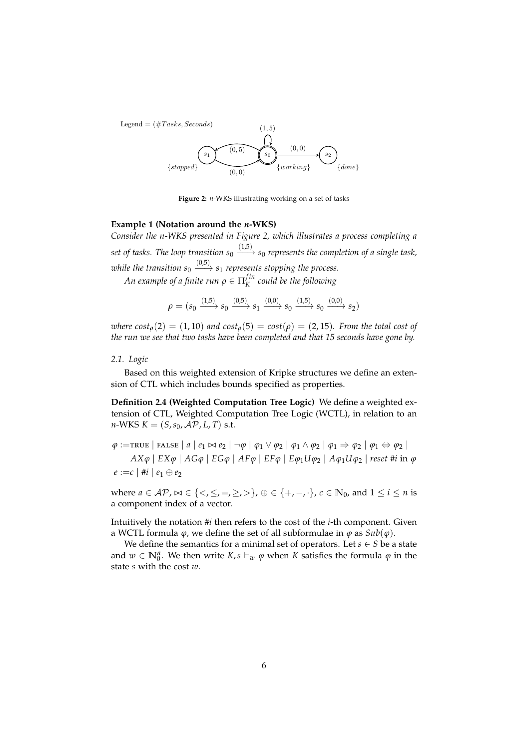**Figure 2:** $n$-WKS illustrating working on a set of tasks

**Example 1 (Notation around the $n$-WKS)**
*Consider the $n$-WKS presented in Figure 2, which illustrates a process completing a set of tasks. The loop transition $s_0 \xrightarrow{(1,5)} s_0$ represents the completion of a single task, while the transition $s_0 \xrightarrow{(0,5)} s_1$ represents stopping the process.*

*An example of a finite run $\rho \in \Pi_K^{fin}$ could be the following*

$$\rho = (s_0 \xrightarrow{(1,5)} s_0 \xrightarrow{(0,5)} s_1 \xrightarrow{(0,0)} s_0 \xrightarrow{(1,5)} s_0 \xrightarrow{(0,0)} s_2)$$

*where $cost_\rho(2) = (1, 10)$ and $cost_\rho(5) = cost(\rho) = (2, 15)$. From the total cost of the run we see that two tasks have been completed and that 15 seconds have gone by.*

### 2.1. Logic

Based on this weighted extension of Kripke structures we define an extension of CTL which includes bounds specified as properties.

**Definition 2.4 (Weighted Computation Tree Logic)** We define a weighted extension of CTL, Weighted Computation Tree Logic (WCTL), in relation to an $n$-WKS $K = (S, s_0, \mathcal{AP}, L, T)$ s.t.

$$\begin{aligned}
\varphi :=& \text{TRUE} \mid \text{FALSE} \mid a \mid e_1 \bowtie e_2 \mid \neg\varphi \mid \varphi_1 \vee \varphi_2 \mid \varphi_1 \wedge \varphi_2 \mid \varphi_1 \Rightarrow \varphi_2 \mid \varphi_1 \Leftrightarrow \varphi_2 \mid \\
& AX\varphi \mid EX\varphi \mid AG\varphi \mid EG\varphi \mid AF\varphi \mid EF\varphi \mid E\varphi_1 U \varphi_2 \mid A\varphi_1 U \varphi_2 \mid reset\ \#i \text{ in } \varphi \\
e :=& c \mid \#i \mid e_1 \oplus e_2
\end{aligned}$$

where $a \in \mathcal{AP}$, $\bowtie \in \{<, \leq, =, \geq, >\}$, $\oplus \in \{+, -, \cdot\}$, $c \in \mathbb{N}_0$, and $1 \leq i \leq n$ is a component index of a vector.

Intuitively the notation $\#i$ then refers to the cost of the $i$-th component. Given a WCTL formula $\varphi$, we define the set of all subformulae in $\varphi$ as $Sub(\varphi)$.

We define the semantics for a minimal set of operators. Let $s \in S$ be a state and $\overline{w} \in \mathbb{N}_0^n$. We then write $K, s \models_{\overline{w}} \varphi$ when $K$ satisfies the formula $\varphi$ in the state $s$ with the cost $\overline{w}$.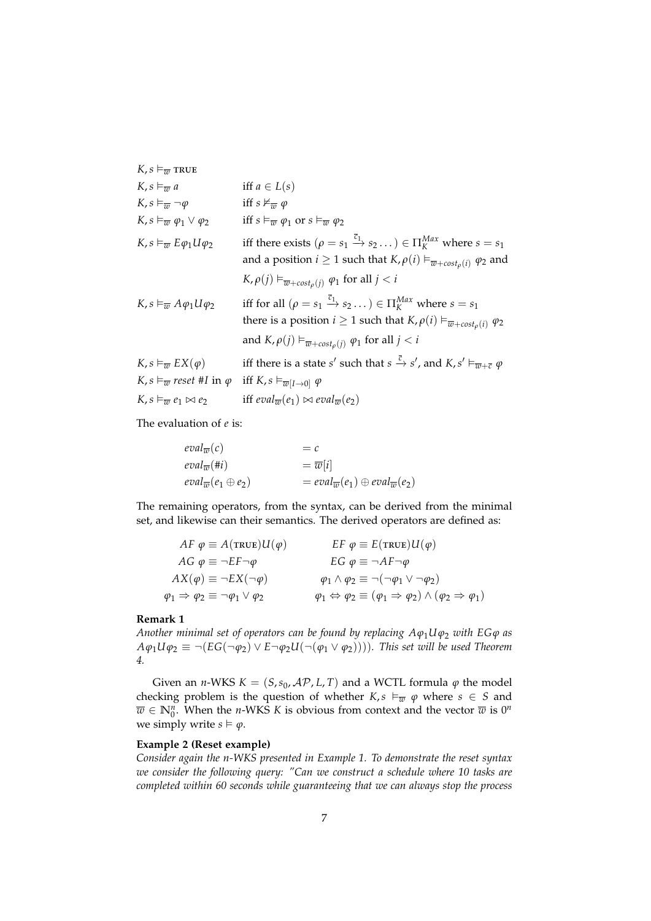$K, s \models_{\overline{w}} \text{TRUE}$

$K, s \models_{\overline{w}} a$ iff $a \in L(s)$

$K, s \models_{\overline{w}} \neg\varphi$ iff $s \not\models_{\overline{w}} \varphi$

$K, s \models_{\overline{w}} \varphi_1 \vee \varphi_2$ iff $s \models_{\overline{w}} \varphi_1$ or $s \models_{\overline{w}} \varphi_2$

$K, s \models_{\overline{w}} E\varphi_1 U \varphi_2$ iff there exists $(\rho = s_1 \xrightarrow{\overline{c}_1} s_2 \dots) \in \Pi_K^{Max}$ where $s = s_1$ and a position $i \geq 1$ such that $K, \rho(i) \models_{\overline{w}+cost_\rho(i)} \varphi_2$ and $K, \rho(j) \models_{\overline{w}+cost_\rho(j)} \varphi_1$ for all $j < i$

$K, s \models_{\overline{w}} A\varphi_1 U \varphi_2$ iff for all $(\rho = s_1 \xrightarrow{\overline{c}_1} s_2 \dots) \in \Pi_K^{Max}$ where $s = s_1$ there is a position $i \geq 1$ such that $K, \rho(i) \models_{\overline{w}+cost_\rho(i)} \varphi_2$ and $K, \rho(j) \models_{\overline{w}+cost_\rho(j)} \varphi_1$ for all $j < i$

$K, s \models_{\overline{w}} EX(\varphi)$ iff there is a state $s'$ such that $s \xrightarrow{\overline{c}} s'$, and $K, s' \models_{\overline{w}+\overline{c}} \varphi$

$K, s \models_{\overline{w}} reset\ \#I \text{ in } \varphi$ iff $K, s \models_{\overline{w}[I \to 0]} \varphi$

$K, s \models_{\overline{w}} e_1 \bowtie e_2$ iff $eval_{\overline{w}}(e_1) \bowtie eval_{\overline{w}}(e_2)$

The evaluation of $e$ is:

$$
\begin{aligned}
eval_{\overline{w}}(c) &= c \\
eval_{\overline{w}}(\#i) &= \overline{w}[i] \\
eval_{\overline{w}}(e_1 \oplus e_2) &= eval_{\overline{w}}(e_1) \oplus eval_{\overline{w}}(e_2)
\end{aligned}
$$

The remaining operators, from the syntax, can be derived from the minimal set, and likewise can their semantics. The derived operators are defined as:

$$
\begin{aligned}
AF\ \varphi &\equiv A(\text{TRUE})U(\varphi) & EF\ \varphi &\equiv E(\text{TRUE})U(\varphi) \\
AG\ \varphi &\equiv \neg EF \neg\varphi & EG\ \varphi &\equiv \neg AF \neg\varphi \\
AX(\varphi) &\equiv \neg EX(\neg\varphi) & \varphi_1 \wedge \varphi_2 &\equiv \neg(\neg\varphi_1 \vee \neg\varphi_2) \\
\varphi_1 \Rightarrow \varphi_2 &\equiv \neg\varphi_1 \vee \varphi_2 & \varphi_1 \Leftrightarrow \varphi_2 &\equiv (\varphi_1 \Rightarrow \varphi_2) \wedge (\varphi_2 \Rightarrow \varphi_1)
\end{aligned}
$$

**Remark 1**

*Another minimal set of operators can be found by replacing $A\varphi_1 U \varphi_2$ with $EG\varphi$ as $A\varphi_1 U \varphi_2 \equiv \neg(EG(\neg\varphi_2) \vee E\neg\varphi_2 U(\neg(\varphi_1 \vee \varphi_2)))$. This set will be used Theorem 4.*

Given an $n$-WKS $K = (S, s_0, \mathcal{AP}, L, T)$ and a WCTL formula $\varphi$ the model checking problem is the question of whether $K, s \models_{\overline{w}} \varphi$ where $s \in S$ and $\overline{w} \in \mathbb{N}_0^n$. When the $n$-WKS $K$ is obvious from context and the vector $\overline{w}$ is $0^n$ we simply write $s \models \varphi$.

**Example 2 (Reset example)**

*Consider again the $n$-WKS presented in Example 1. To demonstrate the reset syntax we consider the following query: "Can we construct a schedule where 10 tasks are completed within 60 seconds while guaranteeing that we can always stop the process*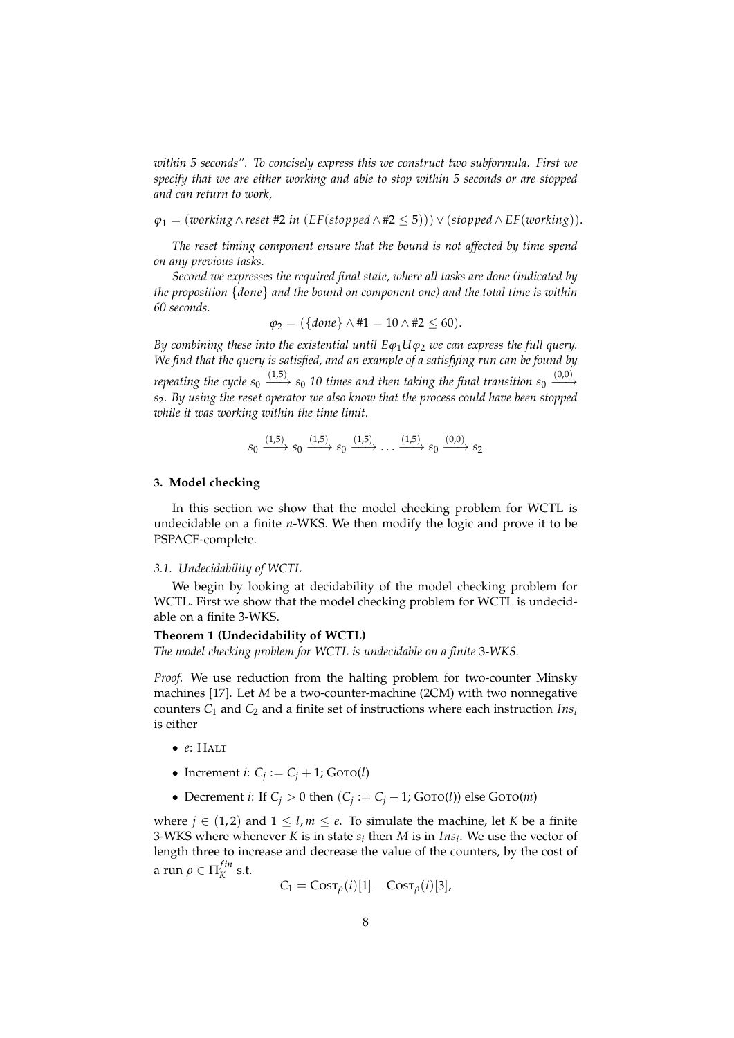*within 5 seconds". To concisely express this we construct two subformula. First we specify that we are either working and able to stop within 5 seconds or are stopped and can return to work,*

$$\varphi_1 = (working \wedge reset \ \#2 \ in \ (EF(stopped \wedge \#2 \leq 5))) \vee (stopped \wedge EF(working)).$$

*The reset timing component ensure that the bound is not affected by time spend on any previous tasks.*

*Second we expresses the required final state, where all tasks are done (indicated by the proposition $\{done\}$ and the bound on component one) and the total time is within 60 seconds.*

$$\varphi_2 = (\{done\} \wedge \#1 = 10 \wedge \#2 \leq 60).$$

*By combining these into the existential until $E\varphi_1 U \varphi_2$ we can express the full query. We find that the query is satisfied, and an example of a satisfying run can be found by repeating the cycle $s_0 \xrightarrow{(1,5)} s_0$ 10 times and then taking the final transition $s_0 \xrightarrow{(0,0)} s_2$. By using the reset operator we also know that the process could have been stopped while it was working within the time limit.*

$$s_0 \xrightarrow{(1,5)} s_0 \xrightarrow{(1,5)} s_0 \xrightarrow{(1,5)} \ldots \xrightarrow{(1,5)} s_0 \xrightarrow{(0,0)} s_2$$

### 3. Model checking

In this section we show that the model checking problem for WCTL is undecidable on a finite $n$-WKS. We then modify the logic and prove it to be PSPACE-complete.

#### 3.1. Undecidability of WCTL

We begin by looking at decidability of the model checking problem for WCTL. First we show that the model checking problem for WCTL is undecidable on a finite 3-WKS.

**Theorem 1 (Undecidability of WCTL)**
*The model checking problem for WCTL is undecidable on a finite 3-WKS.*

*Proof.* We use reduction from the halting problem for two-counter Minsky machines [17]. Let $M$ be a two-counter-machine (2CM) with two nonnegative counters $C_1$ and $C_2$ and a finite set of instructions where each instruction $Ins_i$ is either

- $e$: HALT
- Increment $i$: $C_j := C_j + 1$; GOTO($l$)
- Decrement $i$: If $C_j > 0$ then ($C_j := C_j - 1$; GOTO($l$)) else GOTO($m$)

where $j \in (1, 2)$ and $1 \leq l, m \leq e$. To simulate the machine, let $K$ be a finite 3-WKS where whenever $K$ is in state $s_i$ then $M$ is in $Ins_i$. We use the vector of length three to increase and decrease the value of the counters, by the cost of a run $\rho \in \Pi_K^{fin}$ s.t.

$$C_1 = \text{COST}_\rho(i)[1] - \text{COST}_\rho(i)[3],$$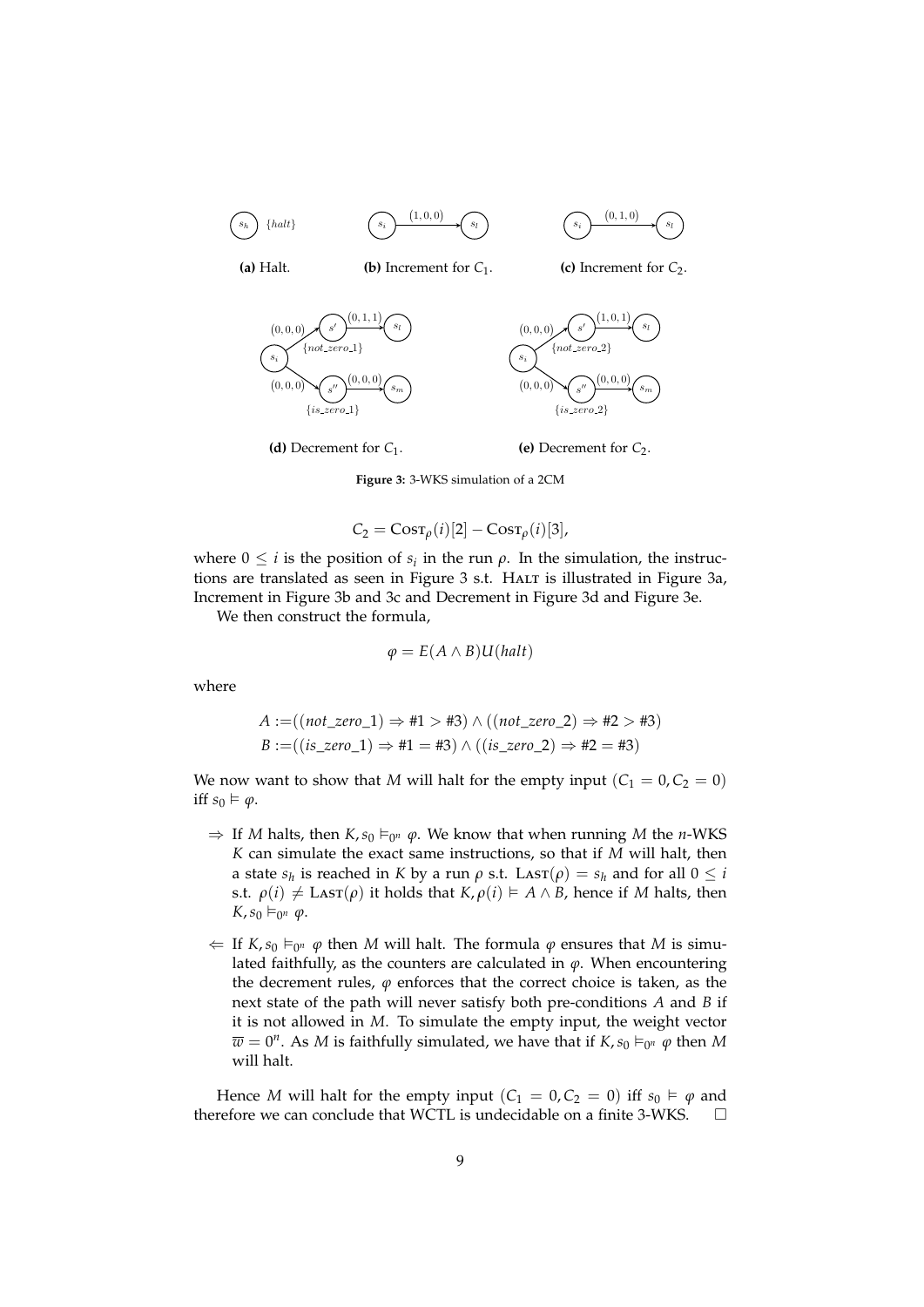**(a)** Halt.

**(b)** Increment for $C_1$.

**(c)** Increment for $C_2$.

**(d)** Decrement for $C_1$.

**(e)** Decrement for $C_2$.

**Figure 3:** 3-WKS simulation of a 2CM

$$C_2 = \text{Cost}_\rho(i)[2] - \text{Cost}_\rho(i)[3],$$

where $0 \leq i$ is the position of $s_i$ in the run $\rho$. In the simulation, the instructions are translated as seen in Figure 3 s.t. Halt is illustrated in Figure 3a, Increment in Figure 3b and 3c and Decrement in Figure 3d and Figure 3e.

We then construct the formula,

$$\varphi = E(A \wedge B)U(halt)$$

where

$$A := ((not\_zero\_1) \Rightarrow \#1 > \#3) \wedge ((not\_zero\_2) \Rightarrow \#2 > \#3)$$
$$B := ((is\_zero\_1) \Rightarrow \#1 = \#3) \wedge ((is\_zero\_2) \Rightarrow \#2 = \#3)$$

We now want to show that $M$ will halt for the empty input $(C_1 = 0, C_2 = 0)$ iff $s_0 \vDash \varphi$.

- $\Rightarrow$ If $M$ halts, then $K, s_0 \vDash_{0^n} \varphi$. We know that when running $M$ the $n$-WKS $K$ can simulate the exact same instructions, so that if $M$ will halt, then a state $s_h$ is reached in $K$ by a run $\rho$ s.t. $\text{Last}(\rho) = s_h$ and for all $0 \leq i$ s.t. $\rho(i) \neq \text{Last}(\rho)$ it holds that $K, \rho(i) \vDash A \wedge B$, hence if $M$ halts, then $K, s_0 \vDash_{0^n} \varphi$.

- $\Leftarrow$ If $K, s_0 \vDash_{0^n} \varphi$ then $M$ will halt. The formula $\varphi$ ensures that $M$ is simulated faithfully, as the counters are calculated in $\varphi$. When encountering the decrement rules, $\varphi$ enforces that the correct choice is taken, as the next state of the path will never satisfy both pre-conditions $A$ and $B$ if it is not allowed in $M$. To simulate the empty input, the weight vector $\overline{w} = 0^n$. As $M$ is faithfully simulated, we have that if $K, s_0 \vDash_{0^n} \varphi$ then $M$ will halt.

Hence $M$ will halt for the empty input $(C_1 = 0, C_2 = 0)$ iff $s_0 \vDash \varphi$ and therefore we can conclude that WCTL is undecidable on a finite 3-WKS. $\square$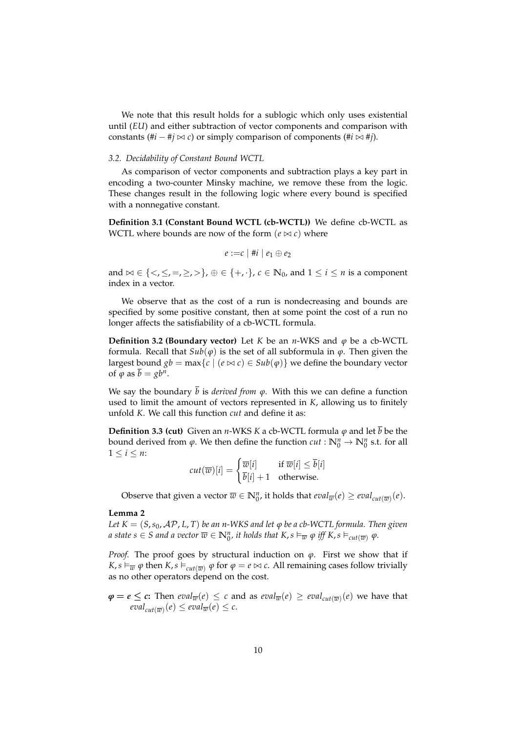We note that this result holds for a sublogic which only uses existential until ($EU$) and either subtraction of vector components and comparison with constants ($\#i - \#j \bowtie c$) or simply comparison of components ($\#i \bowtie \#j$).

### 3.2. Decidability of Constant Bound WCTL

As comparison of vector components and subtraction plays a key part in encoding a two-counter Minsky machine, we remove these from the logic. These changes result in the following logic where every bound is specified with a nonnegative constant.

**Definition 3.1 (Constant Bound WCTL (cb-WCTL))** We define cb-WCTL as WCTL where bounds are now of the form $(e \bowtie c)$ where

$$e := c \mid \#i \mid e_1 \oplus e_2$$

and $\bowtie \in \{<, \leq, =, \geq, >\}$, $\oplus \in \{+, \cdot\}$, $c \in \mathbb{N}_0$, and $1 \leq i \leq n$ is a component index in a vector.

We observe that as the cost of a run is nondecreasing and bounds are specified by some positive constant, then at some point the cost of a run no longer affects the satisfiability of a cb-WCTL formula.

**Definition 3.2 (Boundary vector)** Let $K$ be an $n$-WKS and $\varphi$ be a cb-WCTL formula. Recall that $Sub(\varphi)$ is the set of all subformula in $\varphi$. Then given the largest bound $gb = \max\{c \mid (e \bowtie c) \in Sub(\varphi)\}$ we define the boundary vector of $\varphi$ as $\overline{b} = gb^n$.

We say the boundary $\overline{b}$ is *derived from* $\varphi$. With this we can define a function used to limit the amount of vectors represented in $K$, allowing us to finitely unfold $K$. We call this function *cut* and define it as:

**Definition 3.3 (cut)** Given an $n$-WKS $K$ a cb-WCTL formula $\varphi$ and let $\overline{b}$ be the bound derived from $\varphi$. We then define the function $cut : \mathbb{N}_0^n \rightarrow \mathbb{N}_0^n$ s.t. for all $1 \leq i \leq n$:

$$cut(\overline{w})[i] = \begin{cases} \overline{w}[i] & \text{if } \overline{w}[i] \leq \overline{b}[i] \\ \overline{b}[i] + 1 & \text{otherwise.} \end{cases}$$

Observe that given a vector $\overline{w} \in \mathbb{N}_0^n$, it holds that $eval_{\overline{w}}(e) \geq eval_{cut(\overline{w})}(e)$.

**Lemma 2**

*Let $K = (S, s_0, \mathcal{AP}, L, T)$ be an $n$-WKS and let $\varphi$ be a cb-WCTL formula. Then given a state $s \in S$ and a vector $\overline{w} \in \mathbb{N}_0^n$, it holds that $K, s \vDash_{\overline{w}} \varphi$ iff $K, s \vDash_{cut(\overline{w})} \varphi$.*

*Proof.* The proof goes by structural induction on $\varphi$. First we show that if $K, s \vDash_{\overline{w}} \varphi$ then $K, s \vDash_{cut(\overline{w})} \varphi$ for $\varphi = e \bowtie c$. All remaining cases follow trivially as no other operators depend on the cost.

- $\boldsymbol{\varphi = e \leq c}$**:** Then $eval_{\overline{w}}(e) \leq c$ and as $eval_{\overline{w}}(e) \geq eval_{cut(\overline{w})}(e)$ we have that $eval_{cut(\overline{w})}(e) \leq eval_{\overline{w}}(e) \leq c$.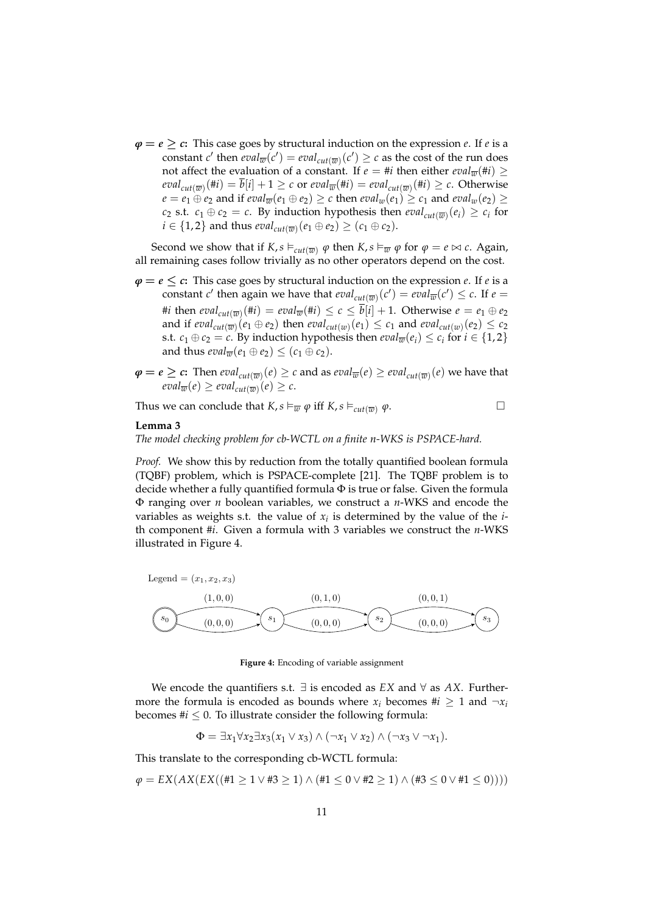**$\varphi = e \geq c$:** This case goes by structural induction on the expression $e$. If $e$ is a constant $c'$ then $eval_{\overline{w}}(c') = eval_{cut(\overline{w})}(c') \geq c$ as the cost of the run does not affect the evaluation of a constant. If $e = \#i$ then either $eval_{\overline{w}}(\#i) \geq eval_{cut(\overline{w})}(\#i) = \overline{b}[i] + 1 \geq c$ or $eval_{\overline{w}}(\#i) = eval_{cut(\overline{w})}(\#i) \geq c$. Otherwise $e = e_1 \oplus e_2$ and if $eval_{\overline{w}}(e_1 \oplus e_2) \geq c$ then $eval_w(e_1) \geq c_1$ and $eval_w(e_2) \geq c_2$ s.t. $c_1 \oplus c_2 = c$. By induction hypothesis then $eval_{cut(\overline{w})}(e_i) \geq c_i$ for $i \in \{1, 2\}$ and thus $eval_{cut(\overline{w})}(e_1 \oplus e_2) \geq (c_1 \oplus c_2)$.

Second we show that if $K, s \vDash_{cut(\overline{w})} \varphi$ then $K, s \vDash_{\overline{w}} \varphi$ for $\varphi = e \bowtie c$. Again, all remaining cases follow trivially as no other operators depend on the cost.

**$\varphi = e \leq c$:** This case goes by structural induction on the expression $e$. If $e$ is a constant $c'$ then again we have that $eval_{cut(\overline{w})}(c') = eval_{\overline{w}}(c') \leq c$. If $e = \#i$ then $eval_{cut(\overline{w})}(\#i) = eval_{\overline{w}}(\#i) \leq c \leq \overline{b}[i] + 1$. Otherwise $e = e_1 \oplus e_2$ and if $eval_{cut(\overline{w})}(e_1 \oplus e_2)$ then $eval_{cut(w)}(e_1) \leq c_1$ and $eval_{cut(w)}(e_2) \leq c_2$ s.t. $c_1 \oplus c_2 = c$. By induction hypothesis then $eval_{\overline{w}}(e_i) \leq c_i$ for $i \in \{1, 2\}$ and thus $eval_{\overline{w}}(e_1 \oplus e_2) \leq (c_1 \oplus c_2)$.

**$\varphi = e \geq c$:** Then $eval_{cut(\overline{w})}(e) \geq c$ and as $eval_{\overline{w}}(e) \geq eval_{cut(\overline{w})}(e)$ we have that $eval_{\overline{w}}(e) \geq eval_{cut(\overline{w})}(e) \geq c$.

Thus we can conclude that $K, s \vDash_{\overline{w}} \varphi$ iff $K, s \vDash_{cut(\overline{w})} \varphi$. □

**Lemma 3**

*The model checking problem for cb-WCTL on a finite n-WKS is PSPACE-hard.*

*Proof.* We show this by reduction from the totally quantified boolean formula (TQBF) problem, which is PSPACE-complete [21]. The TQBF problem is to decide whether a fully quantified formula $\Phi$ is true or false. Given the formula $\Phi$ ranging over $n$ boolean variables, we construct a $n$-WKS and encode the variables as weights s.t. the value of $x_i$ is determined by the value of the $i$-th component $\#i$. Given a formula with 3 variables we construct the $n$-WKS illustrated in Figure 4.

Legend = $(x_1, x_2, x_3)$

$s_0 \xrightarrow{(1,0,0)} s_1$, $s_0 \xrightarrow{(0,0,0)} s_1$, $s_1 \xrightarrow{(0,1,0)} s_2$, $s_1 \xrightarrow{(0,0,0)} s_2$, $s_2 \xrightarrow{(0,0,1)} s_3$, $s_2 \xrightarrow{(0,0,0)} s_3$

**Figure 4:** Encoding of variable assignment

We encode the quantifiers s.t. $\exists$ is encoded as $EX$ and $\forall$ as $AX$. Furthermore the formula is encoded as bounds where $x_i$ becomes $\#i \geq 1$ and $\neg x_i$ becomes $\#i \leq 0$. To illustrate consider the following formula:

$$\Phi = \exists x_1 \forall x_2 \exists x_3 (x_1 \vee x_3) \wedge (\neg x_1 \vee x_2) \wedge (\neg x_3 \vee \neg x_1).$$

This translate to the corresponding cb-WCTL formula:

$$\varphi = EX(AX(EX((\#1 \geq 1 \vee \#3 \geq 1) \wedge (\#1 \leq 0 \vee \#2 \geq 1) \wedge (\#3 \leq 0 \vee \#1 \leq 0))))$$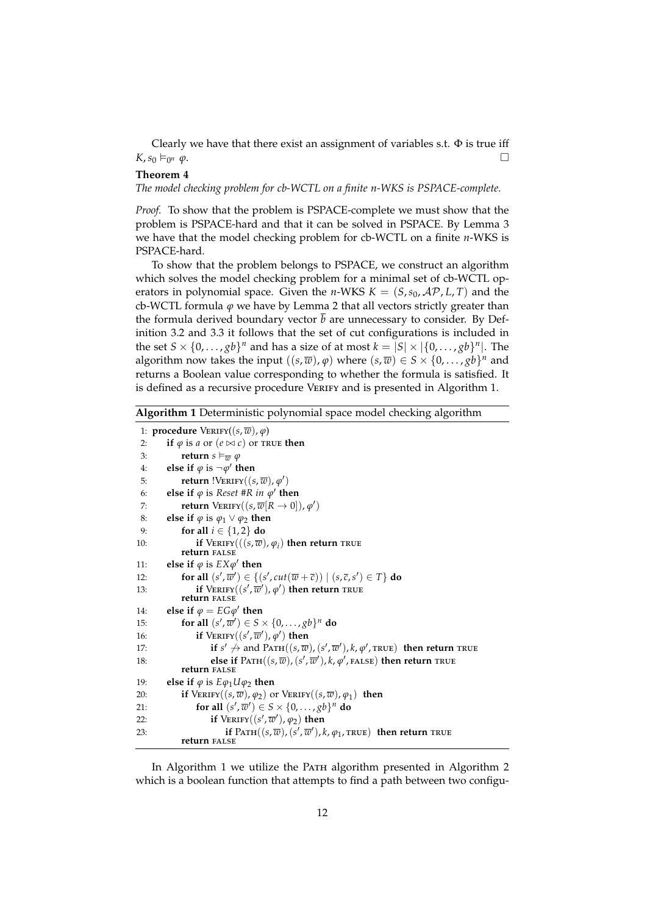Clearly we have that there exist an assignment of variables s.t. $\Phi$ is true iff $K, s_0 \models_{0^n} \varphi$. $\square$

**Theorem 4**

*The model checking problem for cb-WCTL on a finite n-WKS is PSPACE-complete.*

*Proof.* To show that the problem is PSPACE-complete we must show that the problem is PSPACE-hard and that it can be solved in PSPACE. By Lemma 3 we have that the model checking problem for cb-WCTL on a finite $n$-WKS is PSPACE-hard.

To show that the problem belongs to PSPACE, we construct an algorithm which solves the model checking problem for a minimal set of cb-WCTL operators in polynomial space. Given the $n$-WKS $K = (S, s_0, \mathcal{AP}, L, T)$ and the cb-WCTL formula $\varphi$ we have by Lemma 2 that all vectors strictly greater than the formula derived boundary vector $\overline{b}$ are unnecessary to consider. By Definition 3.2 and 3.3 it follows that the set of cut configurations is included in the set $S \times \{0, \ldots, gb\}^n$ and has a size of at most $k = |S| \times |\{0, \ldots, gb\}^n|$. The algorithm now takes the input $((s, \overline{w}), \varphi)$ where $(s, \overline{w}) \in S \times \{0, \ldots, gb\}^n$ and returns a Boolean value corresponding to whether the formula is satisfied. It is defined as a recursive procedure VERIFY and is presented in Algorithm 1.

**Algorithm 1** Deterministic polynomial space model checking algorithm

```
1: procedure VERIFY((s, w̄), φ)
2:     if φ is a or (e ⋈ c) or TRUE then
3:         return s ⊨_w̄ φ
4:     else if φ is ¬φ' then
5:         return !VERIFY((s, w̄), φ')
6:     else if φ is Reset #R in φ' then
7:         return VERIFY((s, w̄[R → 0]), φ')
8:     else if φ is φ1 ∨ φ2 then
9:         for all i ∈ {1, 2} do
10:            if VERIFY(((s, w̄), φi) then return TRUE
           return FALSE
11:    else if φ is EXφ' then
12:        for all (s', w̄') ∈ {(s', cut(w̄ + c̄)) | (s, c̄, s') ∈ T} do
13:            if VERIFY((s', w̄'), φ') then return TRUE
           return FALSE
14:    else if φ = EGφ' then
15:        for all (s', w̄') ∈ S × {0, ..., gb}^n do
16:            if VERIFY((s', w̄'), φ') then
17:                if s' ↛ and PATH((s, w̄), (s', w̄'), k, φ', TRUE) then return TRUE
18:                else if PATH((s, w̄), (s', w̄'), k, φ', FALSE) then return TRUE
           return FALSE
19:    else if φ is Eφ1Uφ2 then
20:        if VERIFY((s, w̄), φ2) or VERIFY((s, w̄), φ1) then
21:            for all (s', w̄') ∈ S × {0, ..., gb}^n do
22:                if VERIFY((s', w̄'), φ2) then
23:                    if PATH((s, w̄), (s', w̄'), k, φ1, TRUE) then return TRUE
           return FALSE
```

In Algorithm 1 we utilize the PATH algorithm presented in Algorithm 2 which is a boolean function that attempts to find a path between two configu-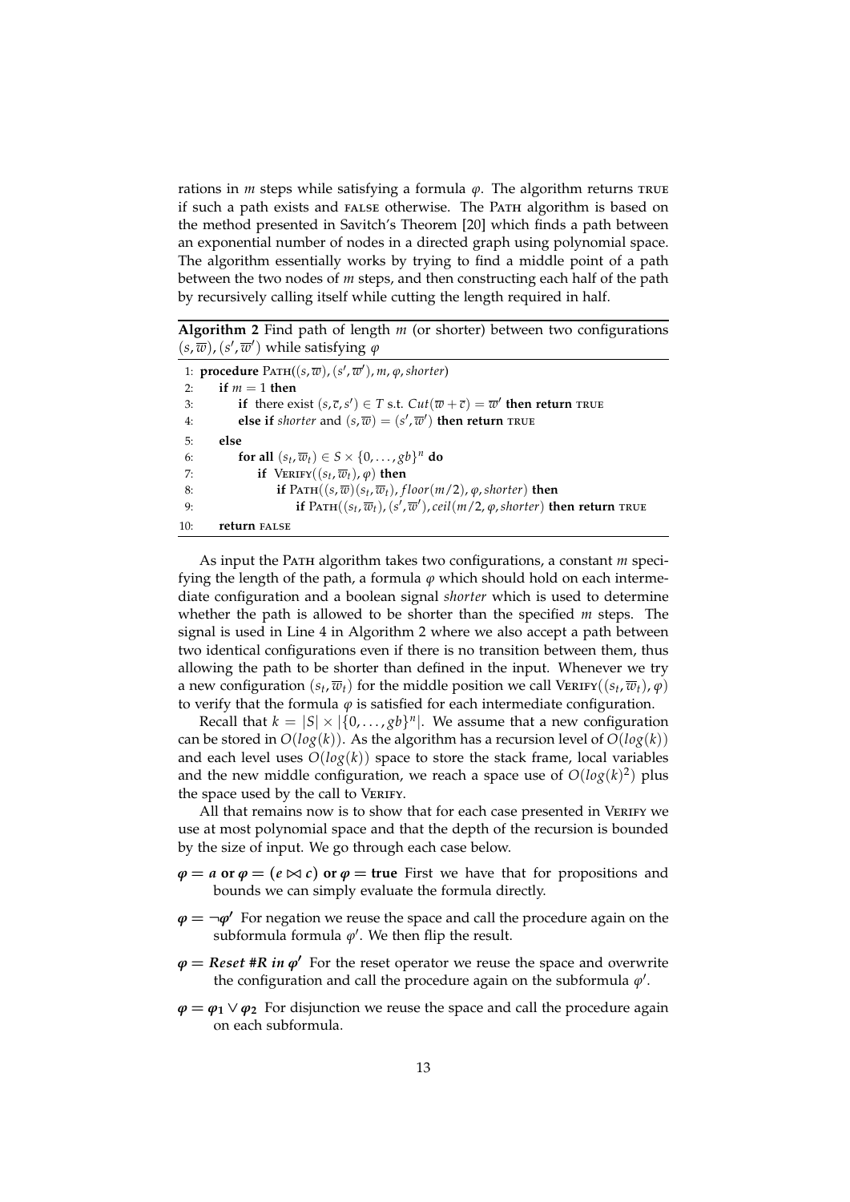rations in $m$ steps while satisfying a formula $\varphi$. The algorithm returns TRUE if such a path exists and FALSE otherwise. The PATH algorithm is based on the method presented in Savitch's Theorem [20] which finds a path between an exponential number of nodes in a directed graph using polynomial space. The algorithm essentially works by trying to find a middle point of a path between the two nodes of $m$ steps, and then constructing each half of the path by recursively calling itself while cutting the length required in half.

**Algorithm 2** Find path of length $m$ (or shorter) between two configurations $(s, \overline{w}), (s', \overline{w}')$ while satisfying $\varphi$

```
1: procedure PATH((s, w̄), (s', w̄'), m, φ, shorter)
2:     if m = 1 then
3:         if there exist (s, c̄, s') ∈ T s.t. Cut(w̄ + c̄) = w̄' then return TRUE
4:         else if shorter and (s, w̄) = (s', w̄') then return TRUE
5:     else
6:         for all (s_t, w̄_t) ∈ S × {0, ..., gb}^n do
7:             if VERIFY((s_t, w̄_t), φ) then
8:                 if PATH((s, w̄)(s_t, w̄_t), floor(m/2), φ, shorter) then
9:                     if PATH((s_t, w̄_t), (s', w̄'), ceil(m/2, φ, shorter) then return TRUE
10:    return FALSE
```

As input the PATH algorithm takes two configurations, a constant $m$ specifying the length of the path, a formula $\varphi$ which should hold on each intermediate configuration and a boolean signal *shorter* which is used to determine whether the path is allowed to be shorter than the specified $m$ steps. The signal is used in Line 4 in Algorithm 2 where we also accept a path between two identical configurations even if there is no transition between them, thus allowing the path to be shorter than defined in the input. Whenever we try a new configuration $(s_t, \overline{w}_t)$ for the middle position we call VERIFY$((s_t, \overline{w}_t), \varphi)$ to verify that the formula $\varphi$ is satisfied for each intermediate configuration.

Recall that $k = |S| \times |\{0, \ldots, gb\}^n|$. We assume that a new configuration can be stored in $O(log(k))$. As the algorithm has a recursion level of $O(log(k))$ and each level uses $O(log(k))$ space to store the stack frame, local variables and the new middle configuration, we reach a space use of $O(log(k)^2)$ plus the space used by the call to VERIFY.

All that remains now is to show that for each case presented in VERIFY we use at most polynomial space and that the depth of the recursion is bounded by the size of input. We go through each case below.

- **$\varphi = a$ or $\varphi = (e \bowtie c)$ or $\varphi =$ true** First we have that for propositions and bounds we can simply evaluate the formula directly.
- **$\varphi = \neg\varphi'$** For negation we reuse the space and call the procedure again on the subformula formula $\varphi'$. We then flip the result.
- **$\varphi =$ *Reset #R in* $\varphi'$** For the reset operator we reuse the space and overwrite the configuration and call the procedure again on the subformula $\varphi'$.
- **$\varphi = \varphi_1 \vee \varphi_2$** For disjunction we reuse the space and call the procedure again on each subformula.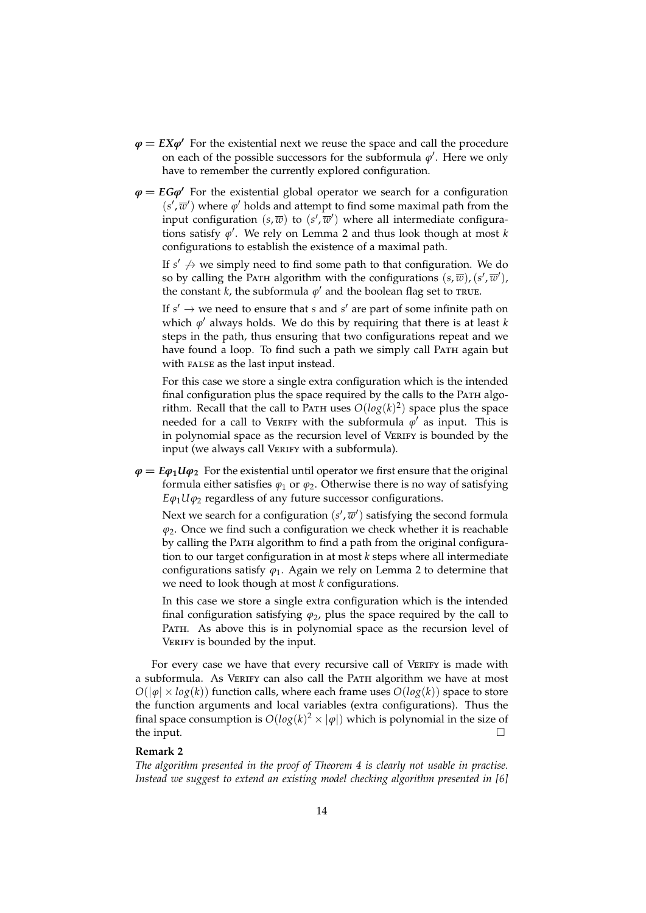- $\varphi = EX\varphi'$ For the existential next we reuse the space and call the procedure on each of the possible successors for the subformula $\varphi'$. Here we only have to remember the currently explored configuration.

- $\varphi = EG\varphi'$ For the existential global operator we search for a configuration $(s', \overline{w}')$ where $\varphi'$ holds and attempt to find some maximal path from the input configuration $(s, \overline{w})$ to $(s', \overline{w}')$ where all intermediate configurations satisfy $\varphi'$. We rely on Lemma 2 and thus look though at most $k$ configurations to establish the existence of a maximal path.

  If $s' \not\to$ we simply need to find some path to that configuration. We do so by calling the PATH algorithm with the configurations $(s, \overline{w}), (s', \overline{w}')$, the constant $k$, the subformula $\varphi'$ and the boolean flag set to TRUE.

  If $s' \to$ we need to ensure that $s$ and $s'$ are part of some infinite path on which $\varphi'$ always holds. We do this by requiring that there is at least $k$ steps in the path, thus ensuring that two configurations repeat and we have found a loop. To find such a path we simply call PATH again but with FALSE as the last input instead.

  For this case we store a single extra configuration which is the intended final configuration plus the space required by the calls to the PATH algorithm. Recall that the call to PATH uses $O(log(k)^2)$ space plus the space needed for a call to VERIFY with the subformula $\varphi'$ as input. This is in polynomial space as the recursion level of VERIFY is bounded by the input (we always call VERIFY with a subformula).

- $\varphi = E\varphi_1 U \varphi_2$ For the existential until operator we first ensure that the original formula either satisfies $\varphi_1$ or $\varphi_2$. Otherwise there is no way of satisfying $E\varphi_1 U \varphi_2$ regardless of any future successor configurations.

  Next we search for a configuration $(s', \overline{w}')$ satisfying the second formula $\varphi_2$. Once we find such a configuration we check whether it is reachable by calling the PATH algorithm to find a path from the original configuration to our target configuration in at most $k$ steps where all intermediate configurations satisfy $\varphi_1$. Again we rely on Lemma 2 to determine that we need to look though at most $k$ configurations.

  In this case we store a single extra configuration which is the intended final configuration satisfying $\varphi_2$, plus the space required by the call to PATH. As above this is in polynomial space as the recursion level of VERIFY is bounded by the input.

For every case we have that every recursive call of VERIFY is made with a subformula. As VERIFY can also call the PATH algorithm we have at most $O(|\varphi| \times log(k))$ function calls, where each frame uses $O(log(k))$ space to store the function arguments and local variables (extra configurations). Thus the final space consumption is $O(log(k)^2 \times |\varphi|)$ which is polynomial in the size of the input. □

**Remark 2**

*The algorithm presented in the proof of Theorem 4 is clearly not usable in practise. Instead we suggest to extend an existing model checking algorithm presented in [6]*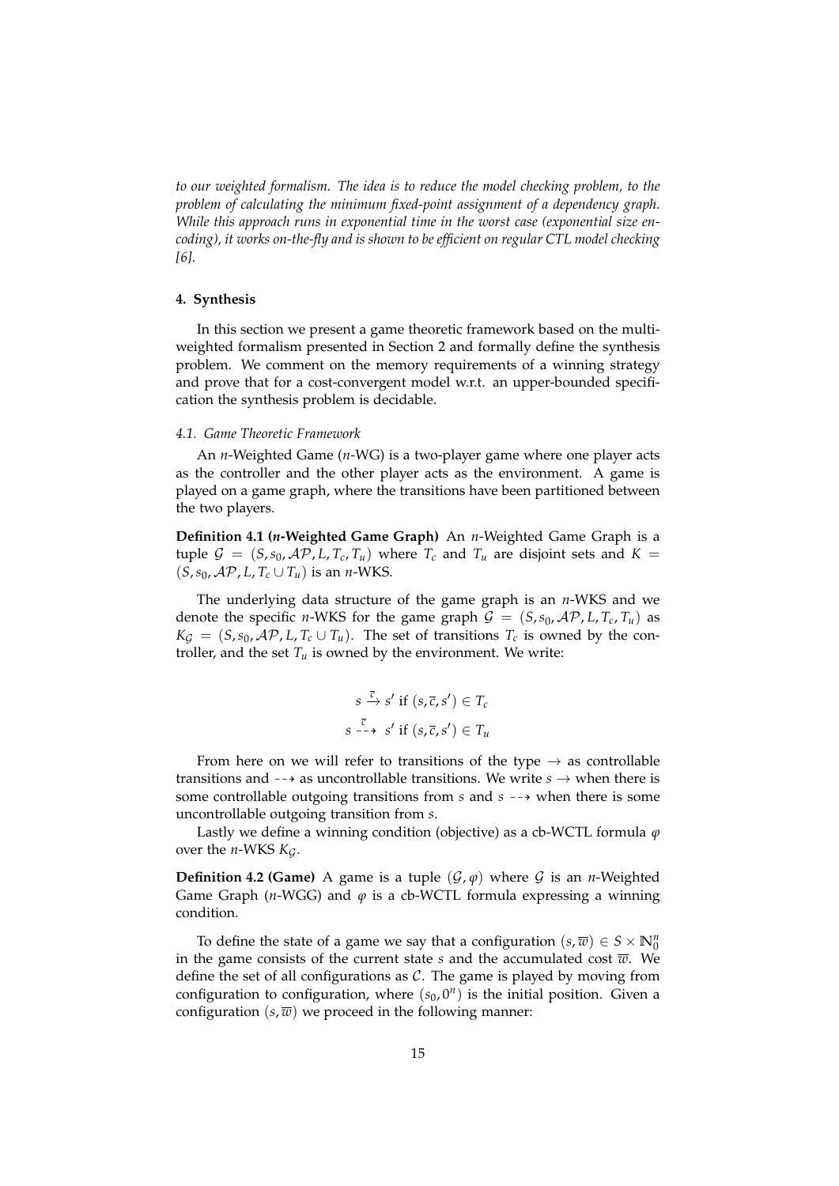*to our weighted formalism. The idea is to reduce the model checking problem, to the problem of calculating the minimum fixed-point assignment of a dependency graph. While this approach runs in exponential time in the worst case (exponential size encoding), it works on-the-fly and is shown to be efficient on regular CTL model checking [6].*

## 4. Synthesis

In this section we present a game theoretic framework based on the multi-weighted formalism presented in Section 2 and formally define the synthesis problem. We comment on the memory requirements of a winning strategy and prove that for a cost-convergent model w.r.t. an upper-bounded specification the synthesis problem is decidable.

### *4.1. Game Theoretic Framework*

An $n$-Weighted Game ($n$-WG) is a two-player game where one player acts as the controller and the other player acts as the environment. A game is played on a game graph, where the transitions have been partitioned between the two players.

**Definition 4.1 ($n$-Weighted Game Graph)** An $n$-Weighted Game Graph is a tuple $\mathcal{G} = (S, s_0, \mathcal{AP}, L, T_c, T_u)$ where $T_c$ and $T_u$ are disjoint sets and $K = (S, s_0, \mathcal{AP}, L, T_c \cup T_u)$ is an $n$-WKS.

The underlying data structure of the game graph is an $n$-WKS and we denote the specific $n$-WKS for the game graph $\mathcal{G} = (S, s_0, \mathcal{AP}, L, T_c, T_u)$ as $K_\mathcal{G} = (S, s_0, \mathcal{AP}, L, T_c \cup T_u)$. The set of transitions $T_c$ is owned by the controller, and the set $T_u$ is owned by the environment. We write:

$$s \xrightarrow{\overline{c}} s' \text{ if } (s, \overline{c}, s') \in T_c$$
$$s \overset{\overline{c}}{\dashrightarrow} s' \text{ if } (s, \overline{c}, s') \in T_u$$

From here on we will refer to transitions of the type $\rightarrow$ as controllable transitions and $\dashrightarrow$ as uncontrollable transitions. We write $s \rightarrow$ when there is some controllable outgoing transitions from $s$ and $s \dashrightarrow$ when there is some uncontrollable outgoing transition from $s$.

Lastly we define a winning condition (objective) as a cb-WCTL formula $\varphi$ over the $n$-WKS $K_\mathcal{G}$.

**Definition 4.2 (Game)** A game is a tuple $(\mathcal{G}, \varphi)$ where $\mathcal{G}$ is an $n$-Weighted Game Graph ($n$-WGG) and $\varphi$ is a cb-WCTL formula expressing a winning condition.

To define the state of a game we say that a configuration $(s, \overline{w}) \in S \times \mathbb{N}_0^n$ in the game consists of the current state $s$ and the accumulated cost $\overline{w}$. We define the set of all configurations as $\mathcal{C}$. The game is played by moving from configuration to configuration, where $(s_0, 0^n)$ is the initial position. Given a configuration $(s, \overline{w})$ we proceed in the following manner: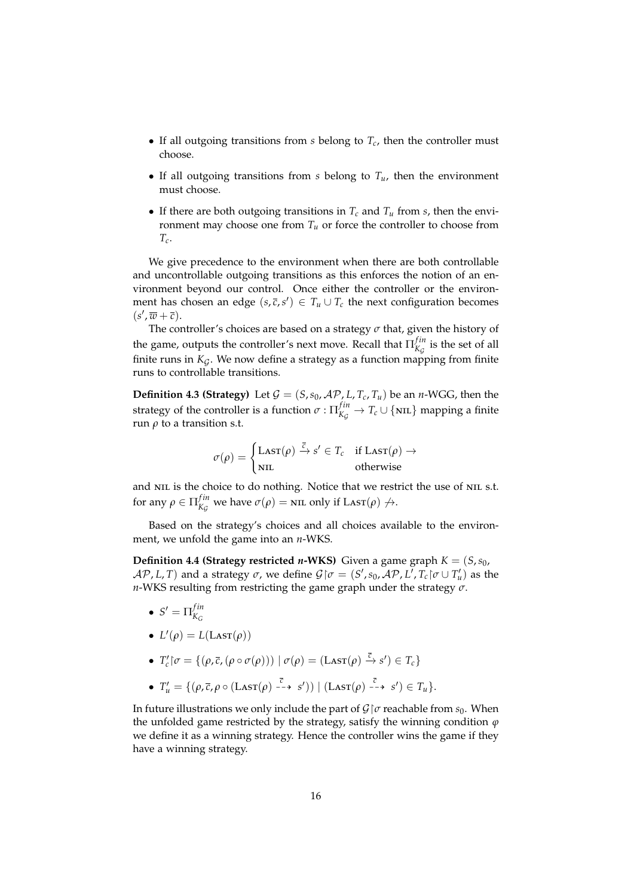- If all outgoing transitions from $s$ belong to $T_c$, then the controller must choose.
- If all outgoing transitions from $s$ belong to $T_u$, then the environment must choose.
- If there are both outgoing transitions in $T_c$ and $T_u$ from $s$, then the environment may choose one from $T_u$ or force the controller to choose from $T_c$.

We give precedence to the environment when there are both controllable and uncontrollable outgoing transitions as this enforces the notion of an environment beyond our control. Once either the controller or the environment has chosen an edge $(s, \overline{c}, s') \in T_u \cup T_c$ the next configuration becomes $(s', \overline{w} + \overline{c})$.

The controller's choices are based on a strategy $\sigma$ that, given the history of the game, outputs the controller's next move. Recall that $\Pi^{fin}_{K_\mathcal{G}}$ is the set of all finite runs in $K_\mathcal{G}$. We now define a strategy as a function mapping from finite runs to controllable transitions.

**Definition 4.3 (Strategy)** Let $\mathcal{G} = (S, s_0, \mathcal{AP}, L, T_c, T_u)$ be an $n$-WGG, then the strategy of the controller is a function $\sigma : \Pi^{fin}_{K_\mathcal{G}} \rightarrow T_c \cup \{\text{NIL}\}$ mapping a finite run $\rho$ to a transition s.t.

$$\sigma(\rho) = \begin{cases} \text{LAST}(\rho) \xrightarrow{\overline{c}} s' \in T_c & \text{if } \text{LAST}(\rho) \rightarrow \\ \text{NIL} & \text{otherwise} \end{cases}$$

and NIL is the choice to do nothing. Notice that we restrict the use of NIL s.t. for any $\rho \in \Pi^{fin}_{K_\mathcal{G}}$ we have $\sigma(\rho) = \text{NIL}$ only if $\text{LAST}(\rho) \not\rightarrow$.

Based on the strategy's choices and all choices available to the environment, we unfold the game into an $n$-WKS.

**Definition 4.4 (Strategy restricted *n*-WKS)** Given a game graph $K = (S, s_0, \mathcal{AP}, L, T)$ and a strategy $\sigma$, we define $\mathcal{G}\restriction\sigma = (S', s_0, \mathcal{AP}, L', T_c\restriction\sigma \cup T'_u)$ as the $n$-WKS resulting from restricting the game graph under the strategy $\sigma$.

- $S' = \Pi^{fin}_{K_G}$
- $L'(\rho) = L(\text{LAST}(\rho))$
- $T'_c\restriction\sigma = \{(\rho, \overline{c}, (\rho \circ \sigma(\rho))) \mid \sigma(\rho) = (\text{LAST}(\rho) \xrightarrow{\overline{c}} s') \in T_c\}$
- $T'_u = \{(\rho, \overline{c}, \rho \circ (\text{LAST}(\rho) \overset{\overline{c}}{\dashrightarrow} s')) \mid (\text{LAST}(\rho) \overset{\overline{c}}{\dashrightarrow} s') \in T_u\}$.

In future illustrations we only include the part of $\mathcal{G}\restriction\sigma$ reachable from $s_0$. When the unfolded game restricted by the strategy, satisfy the winning condition $\varphi$ we define it as a winning strategy. Hence the controller wins the game if they have a winning strategy.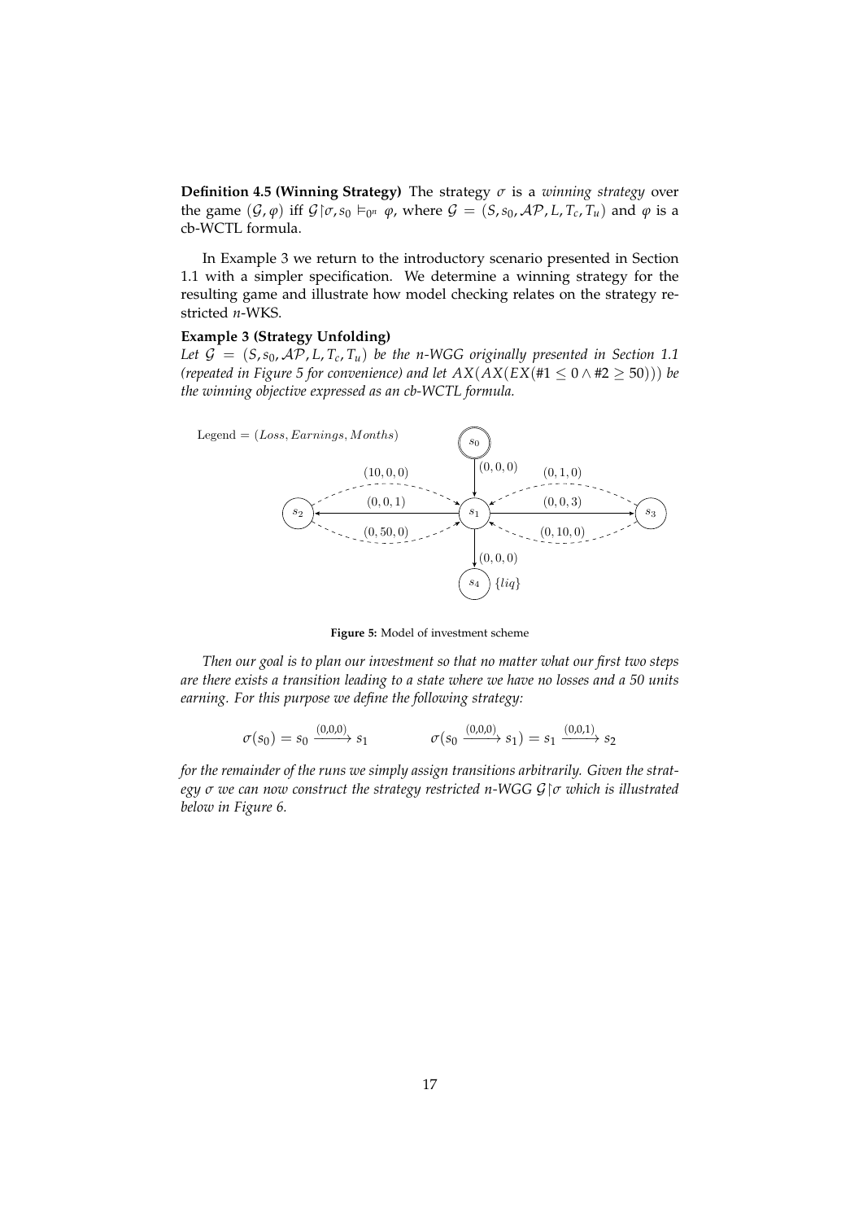**Definition 4.5 (Winning Strategy)** The strategy $\sigma$ is a *winning strategy* over the game $(\mathcal{G}, \varphi)$ iff $\mathcal{G}\restriction\sigma, s_0 \vDash_{0^n} \varphi$, where $\mathcal{G} = (S, s_0, \mathcal{AP}, L, T_c, T_u)$ and $\varphi$ is a cb-WCTL formula.

In Example 3 we return to the introductory scenario presented in Section 1.1 with a simpler specification. We determine a winning strategy for the resulting game and illustrate how model checking relates on the strategy restricted *n*-WKS.

**Example 3 (Strategy Unfolding)**
*Let $\mathcal{G} = (S, s_0, \mathcal{AP}, L, T_c, T_u)$ be the n-WGG originally presented in Section 1.1 (repeated in Figure 5 for convenience) and let $AX(AX(EX(\#1 \leq 0 \wedge \#2 \geq 50)))$ be the winning objective expressed as an cb-WCTL formula.*

Legend = (Loss, Earnings, Months)

**Figure 5:** Model of investment scheme

*Then our goal is to plan our investment so that no matter what our first two steps are there exists a transition leading to a state where we have no losses and a 50 units earning. For this purpose we define the following strategy:*

$$\sigma(s_0) = s_0 \xrightarrow{(0,0,0)} s_1 \qquad\qquad \sigma(s_0 \xrightarrow{(0,0,0)} s_1) = s_1 \xrightarrow{(0,0,1)} s_2$$

*for the remainder of the runs we simply assign transitions arbitrarily. Given the strategy $\sigma$ we can now construct the strategy restricted n-WGG $\mathcal{G}\restriction\sigma$ which is illustrated below in Figure 6.*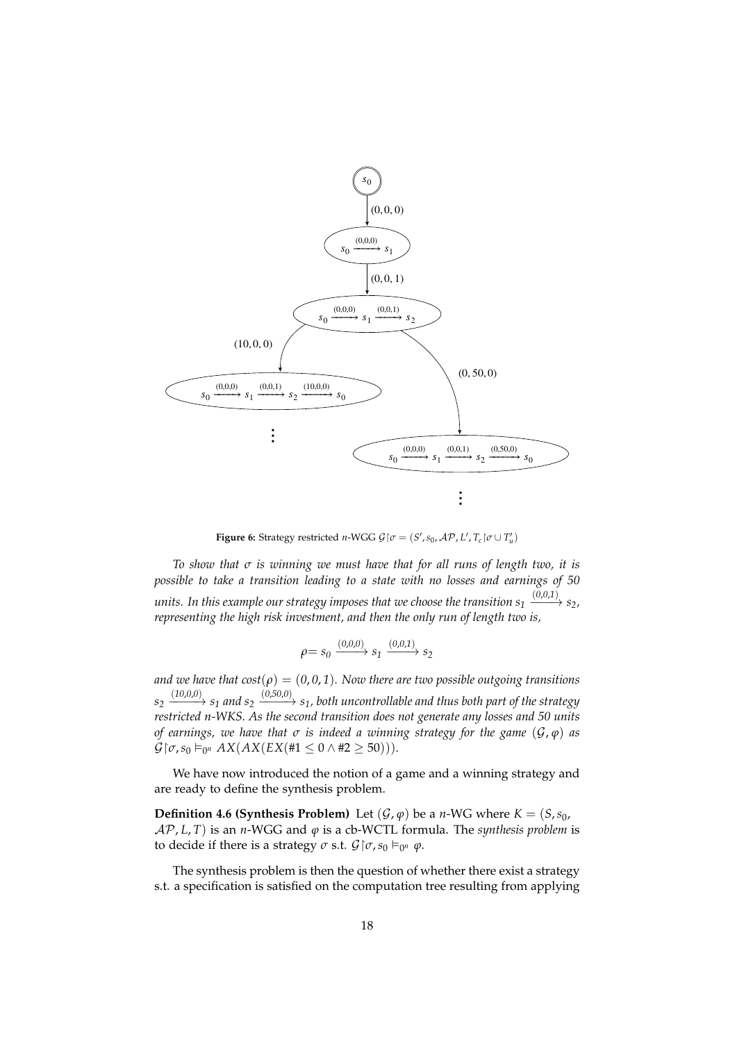**Figure 6:** Strategy restricted $n$-WGG $\mathcal{G}\restriction\sigma = (S', s_0, \mathcal{AP}, L', T_c\restriction\sigma \cup T'_u)$

*To show that $\sigma$ is winning we must have that for all runs of length two, it is possible to take a transition leading to a state with no losses and earnings of 50 units. In this example our strategy imposes that we choose the transition $s_1 \xrightarrow{(0,0,1)} s_2$, representing the high risk investment, and then the only run of length two is,*

$$\rho = s_0 \xrightarrow{(0,0,0)} s_1 \xrightarrow{(0,0,1)} s_2$$

*and we have that $cost(\rho) = (0, 0, 1)$. Now there are two possible outgoing transitions $s_2 \xrightarrow{(10,0,0)} s_1$ and $s_2 \xrightarrow{(0,50,0)} s_1$, both uncontrollable and thus both part of the strategy restricted n-WKS. As the second transition does not generate any losses and 50 units of earnings, we have that $\sigma$ is indeed a winning strategy for the game $(\mathcal{G}, \varphi)$ as $\mathcal{G}\restriction\sigma, s_0 \models_{0^n} AX(AX(EX(\#1 \leq 0 \wedge \#2 \geq 50)))$.*

We have now introduced the notion of a game and a winning strategy and are ready to define the synthesis problem.

**Definition 4.6 (Synthesis Problem)** Let $(\mathcal{G}, \varphi)$ be a $n$-WG where $K = (S, s_0, \mathcal{AP}, L, T)$ is an $n$-WGG and $\varphi$ is a cb-WCTL formula. The *synthesis problem* is to decide if there is a strategy $\sigma$ s.t. $\mathcal{G}\restriction\sigma, s_0 \models_{0^n} \varphi$.

The synthesis problem is then the question of whether there exist a strategy s.t. a specification is satisfied on the computation tree resulting from applying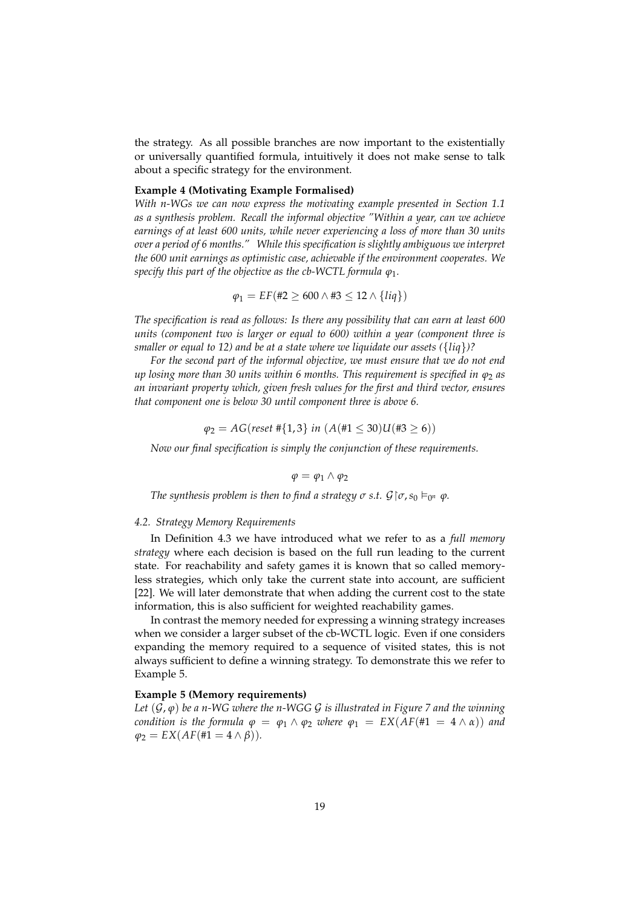the strategy. As all possible branches are now important to the existentially or universally quantified formula, intuitively it does not make sense to talk about a specific strategy for the environment.

**Example 4 (Motivating Example Formalised)**
*With n-WGs we can now express the motivating example presented in Section 1.1 as a synthesis problem. Recall the informal objective "Within a year, can we achieve earnings of at least 600 units, while never experiencing a loss of more than 30 units over a period of 6 months." While this specification is slightly ambiguous we interpret the 600 unit earnings as optimistic case, achievable if the environment cooperates. We specify this part of the objective as the cb-WCTL formula $\varphi_1$.*

$$\varphi_1 = EF(\#2 \geq 600 \wedge \#3 \leq 12 \wedge \{liq\})$$

*The specification is read as follows: Is there any possibility that can earn at least 600 units (component two is larger or equal to 600) within a year (component three is smaller or equal to 12) and be at a state where we liquidate our assets ($\{liq\}$)?*

*For the second part of the informal objective, we must ensure that we do not end up losing more than 30 units within 6 months. This requirement is specified in $\varphi_2$ as an invariant property which, given fresh values for the first and third vector, ensures that component one is below 30 until component three is above 6.*

$$\varphi_2 = AG(reset\ \#\{1,3\}\ in\ (A(\#1 \leq 30)U(\#3 \geq 6))$$

*Now our final specification is simply the conjunction of these requirements.*

$$\varphi = \varphi_1 \wedge \varphi_2$$

*The synthesis problem is then to find a strategy $\sigma$ s.t. $\mathcal{G} \upharpoonright \sigma, s_0 \models_{0^n} \varphi$.*

#### *4.2. Strategy Memory Requirements*

In Definition 4.3 we have introduced what we refer to as a *full memory strategy* where each decision is based on the full run leading to the current state. For reachability and safety games it is known that so called memoryless strategies, which only take the current state into account, are sufficient [22]. We will later demonstrate that when adding the current cost to the state information, this is also sufficient for weighted reachability games.

In contrast the memory needed for expressing a winning strategy increases when we consider a larger subset of the cb-WCTL logic. Even if one considers expanding the memory required to a sequence of visited states, this is not always sufficient to define a winning strategy. To demonstrate this we refer to Example 5.

**Example 5 (Memory requirements)**
*Let $(\mathcal{G}, \varphi)$ be a n-WG where the n-WGG $\mathcal{G}$ is illustrated in Figure 7 and the winning condition is the formula $\varphi = \varphi_1 \wedge \varphi_2$ where $\varphi_1 = EX(AF(\#1 = 4 \wedge \alpha))$ and $\varphi_2 = EX(AF(\#1 = 4 \wedge \beta))$.*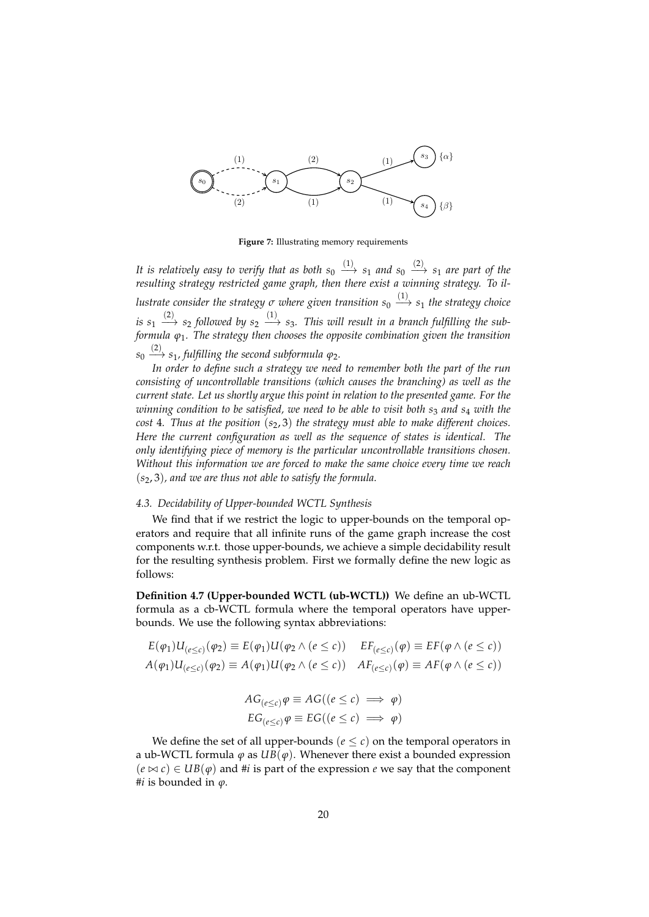**Figure 7:** Illustrating memory requirements

*It is relatively easy to verify that as both $s_0 \xrightarrow{(1)} s_1$ and $s_0 \xrightarrow{(2)} s_1$ are part of the resulting strategy restricted game graph, then there exist a winning strategy. To illustrate consider the strategy $\sigma$ where given transition $s_0 \xrightarrow{(1)} s_1$ the strategy choice is $s_1 \xrightarrow{(2)} s_2$ followed by $s_2 \xrightarrow{(1)} s_3$. This will result in a branch fulfilling the subformula $\varphi_1$. The strategy then chooses the opposite combination given the transition $s_0 \xrightarrow{(2)} s_1$, fulfilling the second subformula $\varphi_2$.*

*In order to define such a strategy we need to remember both the part of the run consisting of uncontrollable transitions (which causes the branching) as well as the current state. Let us shortly argue this point in relation to the presented game. For the winning condition to be satisfied, we need to be able to visit both $s_3$ and $s_4$ with the cost 4. Thus at the position $(s_2, 3)$ the strategy must able to make different choices. Here the current configuration as well as the sequence of states is identical. The only identifying piece of memory is the particular uncontrollable transitions chosen. Without this information we are forced to make the same choice every time we reach $(s_2, 3)$, and we are thus not able to satisfy the formula.*

### 4.3. Decidability of Upper-bounded WCTL Synthesis

We find that if we restrict the logic to upper-bounds on the temporal operators and require that all infinite runs of the game graph increase the cost components w.r.t. those upper-bounds, we achieve a simple decidability result for the resulting synthesis problem. First we formally define the new logic as follows:

**Definition 4.7 (Upper-bounded WCTL (ub-WCTL))** We define an ub-WCTL formula as a cb-WCTL formula where the temporal operators have upper-bounds. We use the following syntax abbreviations:

$$E(\varphi_1)U_{(e\leq c)}(\varphi_2) \equiv E(\varphi_1)U(\varphi_2 \wedge (e \leq c)) \quad EF_{(e\leq c)}(\varphi) \equiv EF(\varphi \wedge (e \leq c))$$
$$A(\varphi_1)U_{(e\leq c)}(\varphi_2) \equiv A(\varphi_1)U(\varphi_2 \wedge (e \leq c)) \quad AF_{(e\leq c)}(\varphi) \equiv AF(\varphi \wedge (e \leq c))$$

$$AG_{(e\leq c)}\varphi \equiv AG((e \leq c) \implies \varphi)$$
$$EG_{(e\leq c)}\varphi \equiv EG((e \leq c) \implies \varphi)$$

We define the set of all upper-bounds $(e \leq c)$ on the temporal operators in a ub-WCTL formula $\varphi$ as $UB(\varphi)$. Whenever there exist a bounded expression $(e \bowtie c) \in UB(\varphi)$ and $\#i$ is part of the expression $e$ we say that the component $\#i$ is bounded in $\varphi$.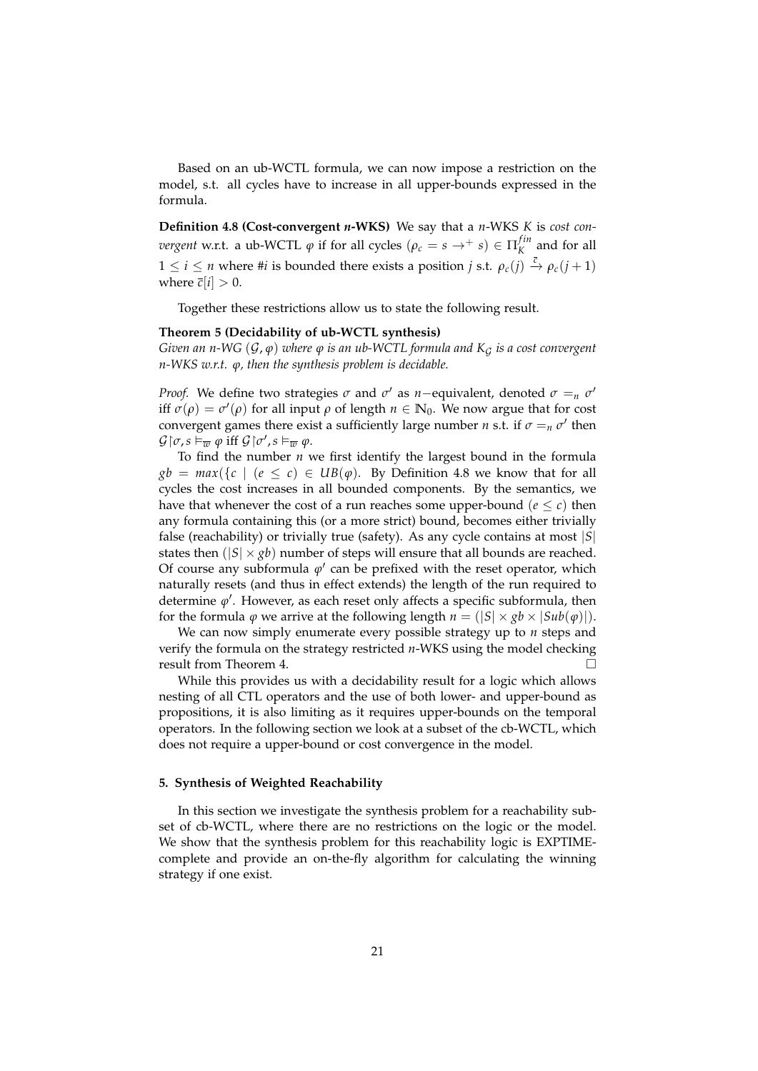Based on an ub-WCTL formula, we can now impose a restriction on the model, s.t. all cycles have to increase in all upper-bounds expressed in the formula.

**Definition 4.8 (Cost-convergent $n$-WKS)** We say that a $n$-WKS $K$ is *cost convergent* w.r.t. a ub-WCTL $\varphi$ if for all cycles $(\rho_c = s \rightarrow^+ s) \in \Pi_K^{fin}$ and for all $1 \leq i \leq n$ where #$i$ is bounded there exists a position $j$ s.t. $\rho_c(j) \xrightarrow{\bar{c}} \rho_c(j+1)$ where $\bar{c}[i] > 0$.

Together these restrictions allow us to state the following result.

**Theorem 5 (Decidability of ub-WCTL synthesis)**
*Given an $n$-WG $(\mathcal{G}, \varphi)$ where $\varphi$ is an ub-WCTL formula and $K_{\mathcal{G}}$ is a cost convergent $n$-WKS w.r.t. $\varphi$, then the synthesis problem is decidable.*

*Proof.* We define two strategies $\sigma$ and $\sigma'$ as $n-$equivalent, denoted $\sigma =_n \sigma'$ iff $\sigma(\rho) = \sigma'(\rho)$ for all input $\rho$ of length $n \in \mathbb{N}_0$. We now argue that for cost convergent games there exist a sufficiently large number $n$ s.t. if $\sigma =_n \sigma'$ then $\mathcal{G}\restriction\sigma, s \vDash_{\overline{w}} \varphi$ iff $\mathcal{G}\restriction\sigma', s \vDash_{\overline{w}} \varphi$.

To find the number $n$ we first identify the largest bound in the formula $gb = max(\{c \mid (e \leq c) \in UB(\varphi)$. By Definition 4.8 we know that for all cycles the cost increases in all bounded components. By the semantics, we have that whenever the cost of a run reaches some upper-bound $(e \leq c)$ then any formula containing this (or a more strict) bound, becomes either trivially false (reachability) or trivially true (safety). As any cycle contains at most $|S|$ states then $(|S| \times gb)$ number of steps will ensure that all bounds are reached. Of course any subformula $\varphi'$ can be prefixed with the reset operator, which naturally resets (and thus in effect extends) the length of the run required to determine $\varphi'$. However, as each reset only affects a specific subformula, then for the formula $\varphi$ we arrive at the following length $n = (|S| \times gb \times |Sub(\varphi)|)$.

We can now simply enumerate every possible strategy up to $n$ steps and verify the formula on the strategy restricted $n$-WKS using the model checking result from Theorem 4. $\square$

While this provides us with a decidability result for a logic which allows nesting of all CTL operators and the use of both lower- and upper-bound as propositions, it is also limiting as it requires upper-bounds on the temporal operators. In the following section we look at a subset of the cb-WCTL, which does not require a upper-bound or cost convergence in the model.

## 5. Synthesis of Weighted Reachability

In this section we investigate the synthesis problem for a reachability subset of cb-WCTL, where there are no restrictions on the logic or the model. We show that the synthesis problem for this reachability logic is EXPTIME-complete and provide an on-the-fly algorithm for calculating the winning strategy if one exist.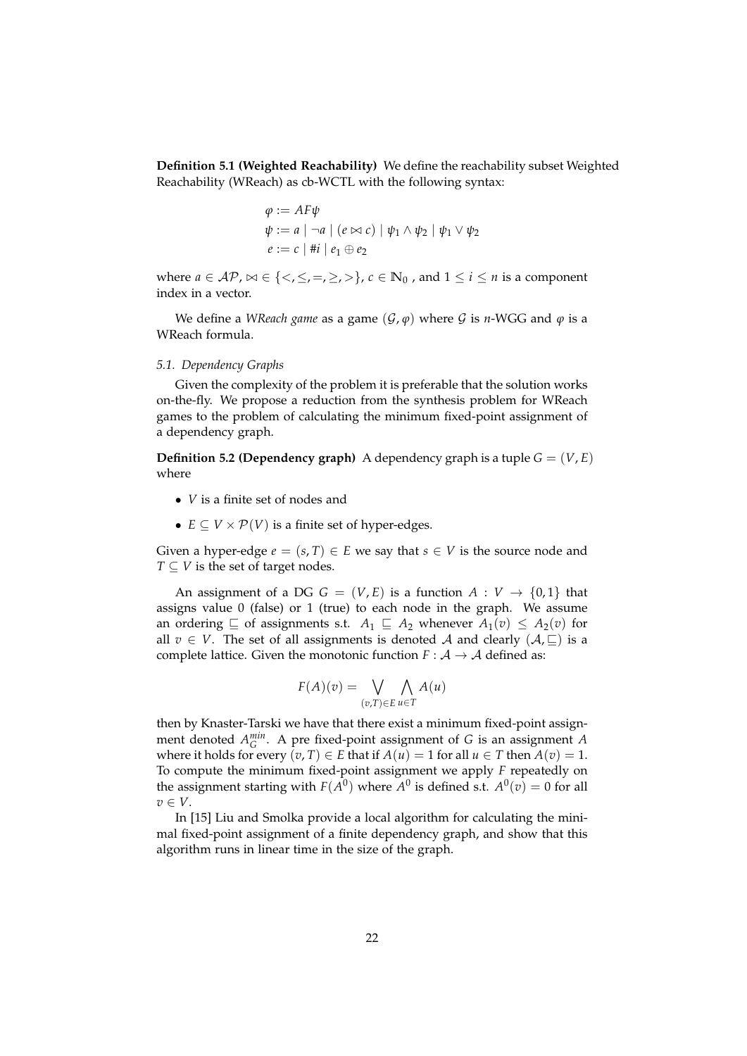**Definition 5.1 (Weighted Reachability)** We define the reachability subset Weighted Reachability (WReach) as cb-WCTL with the following syntax:

$$\varphi := AF\psi$$
$$\psi := a \mid \neg a \mid (e \bowtie c) \mid \psi_1 \wedge \psi_2 \mid \psi_1 \vee \psi_2$$
$$e := c \mid \#i \mid e_1 \oplus e_2$$

where $a \in \mathcal{AP}$, $\bowtie \in \{<, \leq, =, \geq, >\}$, $c \in \mathbb{N}_0$ , and $1 \leq i \leq n$ is a component index in a vector.

We define a *WReach game* as a game $(\mathcal{G}, \varphi)$ where $\mathcal{G}$ is $n$-WGG and $\varphi$ is a WReach formula.

### 5.1. Dependency Graphs

Given the complexity of the problem it is preferable that the solution works on-the-fly. We propose a reduction from the synthesis problem for WReach games to the problem of calculating the minimum fixed-point assignment of a dependency graph.

**Definition 5.2 (Dependency graph)** A dependency graph is a tuple $G = (V, E)$ where

- $V$ is a finite set of nodes and
- $E \subseteq V \times \mathcal{P}(V)$ is a finite set of hyper-edges.

Given a hyper-edge $e = (s, T) \in E$ we say that $s \in V$ is the source node and $T \subseteq V$ is the set of target nodes.

An assignment of a DG $G = (V, E)$ is a function $A : V \to \{0, 1\}$ that assigns value 0 (false) or 1 (true) to each node in the graph. We assume an ordering $\sqsubseteq$ of assignments s.t. $A_1 \sqsubseteq A_2$ whenever $A_1(v) \leq A_2(v)$ for all $v \in V$. The set of all assignments is denoted $\mathcal{A}$ and clearly $(\mathcal{A}, \sqsubseteq)$ is a complete lattice. Given the monotonic function $F : \mathcal{A} \to \mathcal{A}$ defined as:

$$F(A)(v) = \bigvee_{(v,T) \in E} \bigwedge_{u \in T} A(u)$$

then by Knaster-Tarski we have that there exist a minimum fixed-point assignment denoted $A_G^{min}$. A pre fixed-point assignment of $G$ is an assignment $A$ where it holds for every $(v, T) \in E$ that if $A(u) = 1$ for all $u \in T$ then $A(v) = 1$. To compute the minimum fixed-point assignment we apply $F$ repeatedly on the assignment starting with $F(A^0)$ where $A^0$ is defined s.t. $A^0(v) = 0$ for all $v \in V$.

In [15] Liu and Smolka provide a local algorithm for calculating the minimal fixed-point assignment of a finite dependency graph, and show that this algorithm runs in linear time in the size of the graph.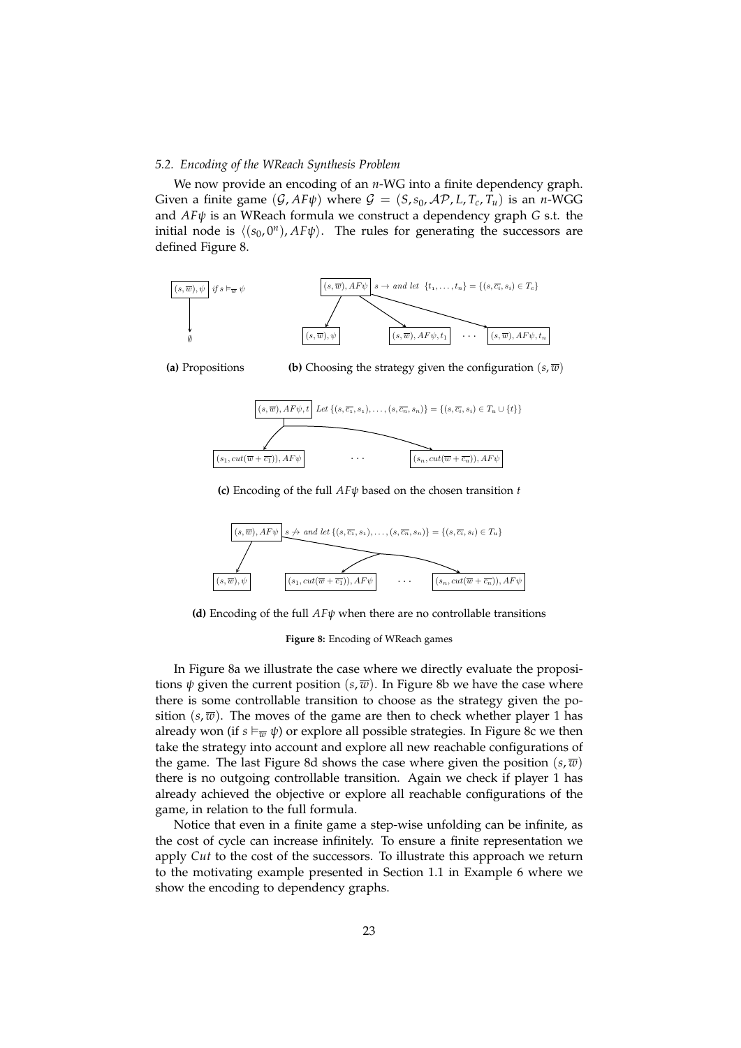### 5.2. Encoding of the WReach Synthesis Problem

We now provide an encoding of an $n$-WG into a finite dependency graph. Given a finite game $(\mathcal{G}, AF\psi)$ where $\mathcal{G} = (S, s_0, \mathcal{AP}, L, T_c, T_u)$ is an $n$-WGG and $AF\psi$ is an WReach formula we construct a dependency graph $G$ s.t. the initial node is $\langle (s_0, 0^n), AF\psi \rangle$. The rules for generating the successors are defined Figure 8.

$(s, \overline{w}), \psi$ if $s \vDash_{\overline{w}} \psi$ → $\emptyset$

**(a)** Propositions

$(s, \overline{w}), AF\psi$ $s \to$ and let $\{t_1, \ldots, t_n\} = \{(s, \overline{c_i}, s_i) \in T_c\}$ → $(s, \overline{w}), \psi$ ; $(s, \overline{w}), AF\psi, t_1$ ; $\cdots$ ; $(s, \overline{w}), AF\psi, t_n$

**(b)** Choosing the strategy given the configuration $(s, \overline{w})$

$(s, \overline{w}), AF\psi, t$ Let $\{(s, \overline{c_1}, s_1), \ldots, (s, \overline{c_n}, s_n)\} = \{(s, \overline{c_i}, s_i) \in T_u \cup \{t\}\}$ → $(s_1, cut(\overline{w} + \overline{c_1})), AF\psi$ $\cdots$ $(s_n, cut(\overline{w} + \overline{c_n})), AF\psi$

**(c)** Encoding of the full $AF\psi$ based on the chosen transition $t$

$(s, \overline{w}), AF\psi$ $s \not\to$ and let $\{(s, \overline{c_1}, s_1), \ldots, (s, \overline{c_n}, s_n)\} = \{(s, \overline{c_i}, s_i) \in T_u\}$ → $(s, \overline{w}), \psi$ ; $(s_1, cut(\overline{w} + \overline{c_1})), AF\psi$ $\cdots$ $(s_n, cut(\overline{w} + \overline{c_n})), AF\psi$

**(d)** Encoding of the full $AF\psi$ when there are no controllable transitions

**Figure 8:** Encoding of WReach games

In Figure 8a we illustrate the case where we directly evaluate the propositions $\psi$ given the current position $(s, \overline{w})$. In Figure 8b we have the case where there is some controllable transition to choose as the strategy given the position $(s, \overline{w})$. The moves of the game are then to check whether player 1 has already won (if $s \vDash_{\overline{w}} \psi$) or explore all possible strategies. In Figure 8c we then take the strategy into account and explore all new reachable configurations of the game. The last Figure 8d shows the case where given the position $(s, \overline{w})$ there is no outgoing controllable transition. Again we check if player 1 has already achieved the objective or explore all reachable configurations of the game, in relation to the full formula.

Notice that even in a finite game a step-wise unfolding can be infinite, as the cost of cycle can increase infinitely. To ensure a finite representation we apply *Cut* to the cost of the successors. To illustrate this approach we return to the motivating example presented in Section 1.1 in Example 6 where we show the encoding to dependency graphs.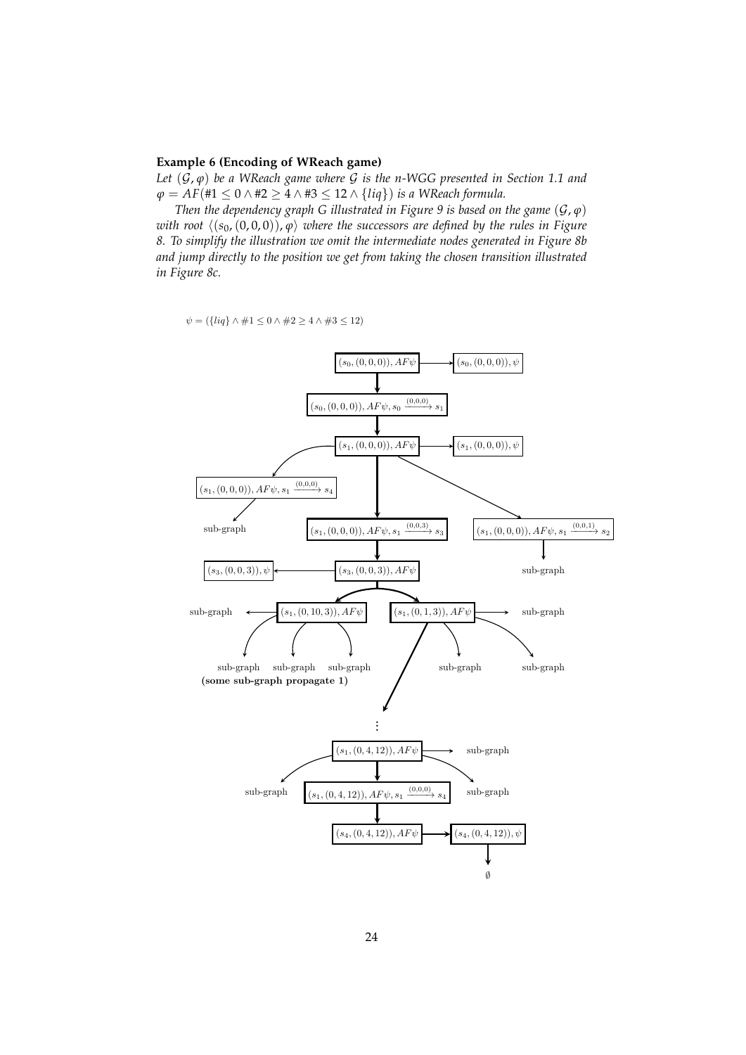**Example 6 (Encoding of WReach game)**
*Let $(\mathcal{G}, \varphi)$ be a WReach game where $\mathcal{G}$ is the n-WGG presented in Section 1.1 and $\varphi = AF(\#1 \leq 0 \land \#2 \geq 4 \land \#3 \leq 12 \land \{liq\})$ is a WReach formula.*

*Then the dependency graph $G$ illustrated in Figure 9 is based on the game $(\mathcal{G}, \varphi)$ with root $\langle (s_0, (0,0,0)), \varphi \rangle$ where the successors are defined by the rules in Figure 8. To simplify the illustration we omit the intermediate nodes generated in Figure 8b and jump directly to the position we get from taking the chosen transition illustrated in Figure 8c.*

$\psi = (\{liq\} \land \#1 \leq 0 \land \#2 \geq 4 \land \#3 \leq 12)$

$(s_0,(0,0,0)), AF\psi$ → $(s_0,(0,0,0)), \psi$

$(s_0,(0,0,0)), AF\psi, s_0 \xrightarrow{(0,0,0)} s_1$

$(s_1,(0,0,0)), AF\psi$ → $(s_1,(0,0,0)), \psi$

$(s_1,(0,0,0)), AF\psi, s_1 \xrightarrow{(0,0,0)} s_4$ → sub-graph

$(s_1,(0,0,0)), AF\psi, s_1 \xrightarrow{(0,0,3)} s_3$

$(s_1,(0,0,0)), AF\psi, s_1 \xrightarrow{(0,0,1)} s_2$ → sub-graph

$(s_3,(0,0,3)), \psi$ ← $(s_3,(0,0,3)), AF\psi$

sub-graph ← $(s_1,(0,10,3)), AF\psi$ → sub-graph, sub-graph, sub-graph

**(some sub-graph propagate 1)**

$(s_1,(0,1,3)), AF\psi$ → sub-graph, sub-graph, sub-graph

⋮

$(s_1,(0,4,12)), AF\psi$ → sub-graph, sub-graph, sub-graph

$(s_1,(0,4,12)), AF\psi, s_1 \xrightarrow{(0,0,0)} s_4$

$(s_4,(0,4,12)), AF\psi$ → $(s_4,(0,4,12)), \psi$ → $\emptyset$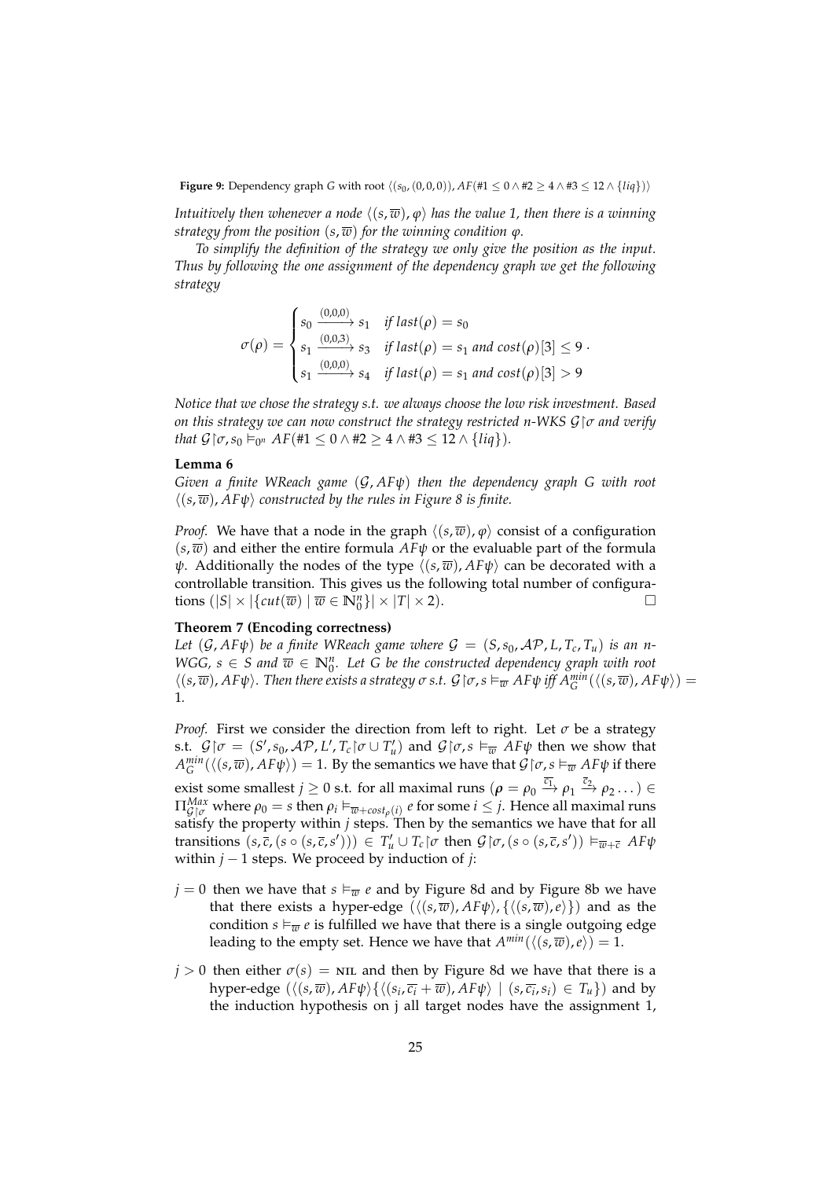**Figure 9:** Dependency graph $G$ with root $\langle(s_0,(0,0,0)), AF(\#1 \leq 0 \land \#2 \geq 4 \land \#3 \leq 12 \land \{liq\})\rangle$

*Intuitively then whenever a node $\langle(s,\overline{w}),\varphi\rangle$ has the value 1, then there is a winning strategy from the position $(s,\overline{w})$ for the winning condition $\varphi$.*

*To simplify the definition of the strategy we only give the position as the input. Thus by following the one assignment of the dependency graph we get the following strategy*

$$\sigma(\rho) = \begin{cases} s_0 \xrightarrow{(0,0,0)} s_1 & \text{if } last(\rho) = s_0 \\ s_1 \xrightarrow{(0,0,3)} s_3 & \text{if } last(\rho) = s_1 \text{ and } cost(\rho)[3] \leq 9 \\ s_1 \xrightarrow{(0,0,0)} s_4 & \text{if } last(\rho) = s_1 \text{ and } cost(\rho)[3] > 9 \end{cases}.$$

*Notice that we chose the strategy s.t. we always choose the low risk investment. Based on this strategy we can now construct the strategy restricted n-WKS $\mathcal{G}\restriction\sigma$ and verify that $\mathcal{G}\restriction\sigma, s_0 \vDash_{0^n} AF(\#1 \leq 0 \land \#2 \geq 4 \land \#3 \leq 12 \land \{liq\})$.*

**Lemma 6**

*Given a finite WReach game $(\mathcal{G}, AF\psi)$ then the dependency graph $G$ with root $\langle(s,\overline{w}), AF\psi\rangle$ constructed by the rules in Figure 8 is finite.*

*Proof.* We have that a node in the graph $\langle(s,\overline{w}),\varphi\rangle$ consist of a configuration $(s,\overline{w})$ and either the entire formula $AF\psi$ or the evaluable part of the formula $\psi$. Additionally the nodes of the type $\langle(s,\overline{w}), AF\psi\rangle$ can be decorated with a controllable transition. This gives us the following total number of configurations $(|S| \times |\{cut(\overline{w}) \mid \overline{w} \in \mathbb{N}_0^n\}| \times |T| \times 2)$. $\square$

**Theorem 7 (Encoding correctness)**

*Let $(\mathcal{G}, AF\psi)$ be a finite WReach game where $\mathcal{G} = (S, s_0, \mathcal{AP}, L, T_c, T_u)$ is an n-WGG, $s \in S$ and $\overline{w} \in \mathbb{N}_0^n$. Let $G$ be the constructed dependency graph with root $\langle(s,\overline{w}), AF\psi\rangle$. Then there exists a strategy $\sigma$ s.t. $\mathcal{G}\restriction\sigma, s \vDash_{\overline{w}} AF\psi$ iff $A_G^{min}(\langle(s,\overline{w}), AF\psi\rangle) = 1$.*

*Proof.* First we consider the direction from left to right. Let $\sigma$ be a strategy s.t. $\mathcal{G}\restriction\sigma = (S', s_0, \mathcal{AP}, L', T_c\restriction\sigma \cup T_u')$ and $\mathcal{G}\restriction\sigma, s \vDash_{\overline{w}} AF\psi$ then we show that $A_G^{min}(\langle(s,\overline{w}), AF\psi\rangle) = 1$. By the semantics we have that $\mathcal{G}\restriction\sigma, s \vDash_{\overline{w}} AF\psi$ if there exist some smallest $j \geq 0$ s.t. for all maximal runs $(\rho = \rho_0 \xrightarrow{\overline{c_1}} \rho_1 \xrightarrow{\overline{c_2}} \rho_2 \dots) \in \Pi_{\mathcal{G}\restriction\sigma}^{Max}$ where $\rho_0 = s$ then $\rho_i \vDash_{\overline{w}+cost_\rho(i)} e$ for some $i \leq j$. Hence all maximal runs satisfy the property within $j$ steps. Then by the semantics we have that for all transitions $(s, \overline{c}, (s \circ (s, \overline{c}, s'))) \in T_u' \cup T_c\restriction\sigma$ then $\mathcal{G}\restriction\sigma, (s \circ (s, \overline{c}, s')) \vDash_{\overline{w}+\overline{c}} AF\psi$ within $j-1$ steps. We proceed by induction of $j$:

- $j = 0$ then we have that $s \vDash_{\overline{w}} e$ and by Figure 8d and by Figure 8b we have that there exists a hyper-edge $(\langle(s,\overline{w}), AF\psi\rangle, \{\langle(s,\overline{w}), e\rangle\})$ and as the condition $s \vDash_{\overline{w}} e$ is fulfilled we have that there is a single outgoing edge leading to the empty set. Hence we have that $A^{min}(\langle(s,\overline{w}), e\rangle) = 1$.
- $j > 0$ then either $\sigma(s) = $ NIL and then by Figure 8d we have that there is a hyper-edge $(\langle(s,\overline{w}), AF\psi\rangle\{\langle(s_i, \overline{c_i} + \overline{w}), AF\psi\rangle \mid (s, \overline{c_i}, s_i) \in T_u\})$ and by the induction hypothesis on j all target nodes have the assignment 1,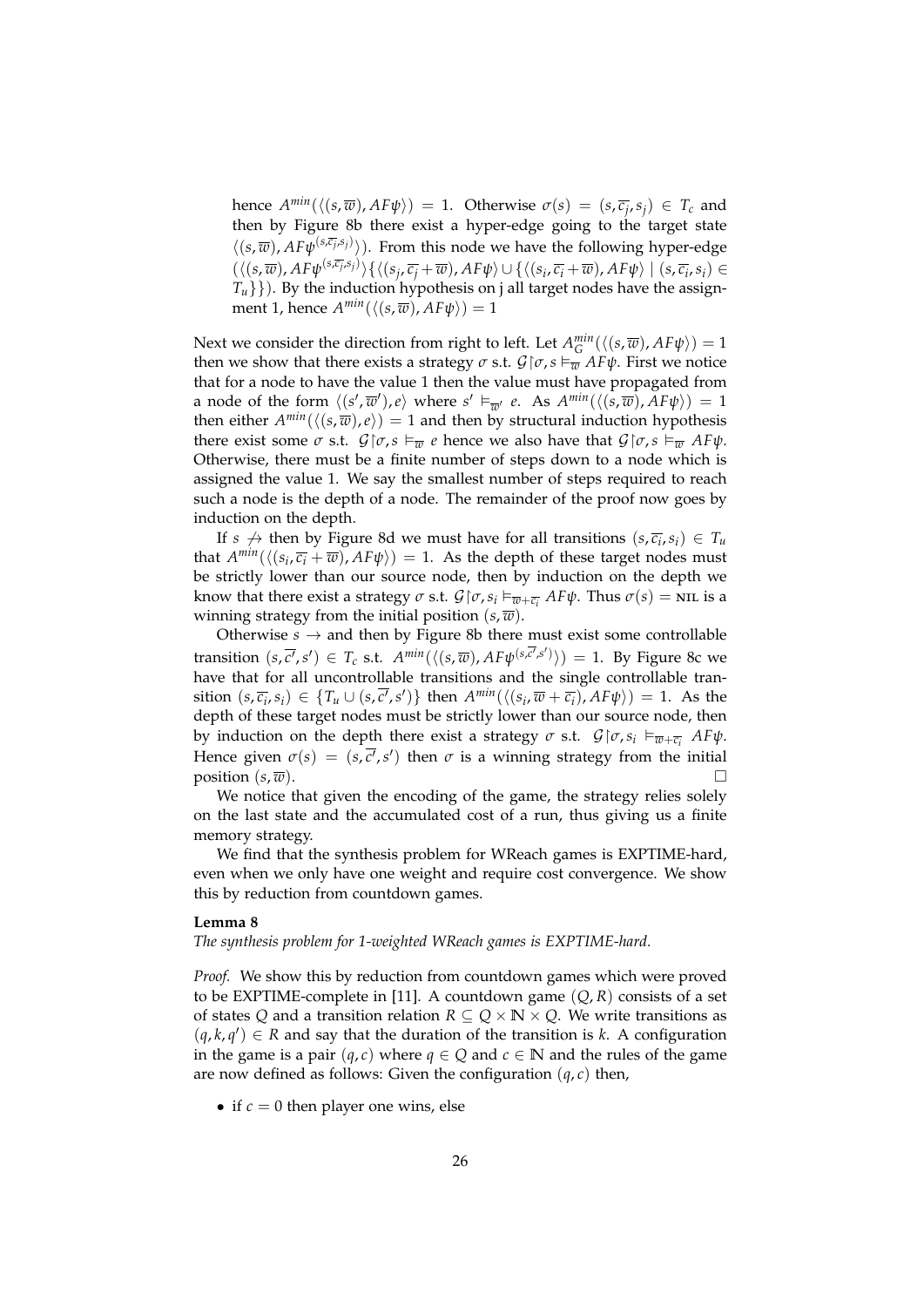hence $A^{min}(\langle(s,\overline{w}), AF\psi\rangle) = 1$. Otherwise $\sigma(s) = (s, \overline{c_j}, s_j) \in T_c$ and then by Figure 8b there exist a hyper-edge going to the target state $\langle(s,\overline{w}), AF\psi^{(s,\overline{c_j},s_j)}\rangle)$. From this node we have the following hyper-edge $(\langle(s,\overline{w}), AF\psi^{(s,\overline{c_j},s_j)}\rangle\{\langle(s_j, \overline{c_j}+\overline{w}), AF\psi\rangle \cup \{\langle(s_i, \overline{c_i}+\overline{w}), AF\psi\rangle \mid (s, \overline{c_i}, s_i) \in T_u\}\})$. By the induction hypothesis on j all target nodes have the assignment 1, hence $A^{min}(\langle(s,\overline{w}), AF\psi\rangle) = 1$

Next we consider the direction from right to left. Let $A^{min}_G(\langle(s,\overline{w}), AF\psi\rangle) = 1$ then we show that there exists a strategy $\sigma$ s.t. $\mathcal{G}{\restriction}\sigma, s \models_{\overline{w}} AF\psi$. First we notice that for a node to have the value 1 then the value must have propagated from a node of the form $\langle(s',\overline{w}'), e\rangle$ where $s' \models_{\overline{w}'} e$. As $A^{min}(\langle(s,\overline{w}), AF\psi\rangle) = 1$ then either $A^{min}(\langle(s,\overline{w}), e\rangle) = 1$ and then by structural induction hypothesis there exist some $\sigma$ s.t. $\mathcal{G}{\restriction}\sigma, s \models_{\overline{w}} e$ hence we also have that $\mathcal{G}{\restriction}\sigma, s \models_{\overline{w}} AF\psi$. Otherwise, there must be a finite number of steps down to a node which is assigned the value 1. We say the smallest number of steps required to reach such a node is the depth of a node. The remainder of the proof now goes by induction on the depth.

If $s \not\rightarrow$ then by Figure 8d we must have for all transitions $(s, \overline{c_i}, s_i) \in T_u$ that $A^{min}(\langle(s_i, \overline{c_i}+\overline{w}), AF\psi\rangle) = 1$. As the depth of these target nodes must be strictly lower than our source node, then by induction on the depth we know that there exist a strategy $\sigma$ s.t. $\mathcal{G}{\restriction}\sigma, s_i \models_{\overline{w}+\overline{c_i}} AF\psi$. Thus $\sigma(s) = \text{NIL}$ is a winning strategy from the initial position $(s,\overline{w})$.

Otherwise $s \rightarrow$ and then by Figure 8b there must exist some controllable transition $(s, \overline{c'}, s') \in T_c$ s.t. $A^{min}(\langle(s,\overline{w}), AF\psi^{(s,\overline{c'},s')}\rangle) = 1$. By Figure 8c we have that for all uncontrollable transitions and the single controllable transition $(s, \overline{c_i}, s_i) \in \{T_u \cup (s, \overline{c'}, s')\}$ then $A^{min}(\langle(s_i, \overline{w}+\overline{c_i}), AF\psi\rangle) = 1$. As the depth of these target nodes must be strictly lower than our source node, then by induction on the depth there exist a strategy $\sigma$ s.t. $\mathcal{G}{\restriction}\sigma, s_i \models_{\overline{w}+\overline{c_i}} AF\psi$. Hence given $\sigma(s) = (s, \overline{c'}, s')$ then $\sigma$ is a winning strategy from the initial position $(s,\overline{w})$. $\square$

We notice that given the encoding of the game, the strategy relies solely on the last state and the accumulated cost of a run, thus giving us a finite memory strategy.

We find that the synthesis problem for WReach games is EXPTIME-hard, even when we only have one weight and require cost convergence. We show this by reduction from countdown games.

**Lemma 8**
*The synthesis problem for 1-weighted WReach games is EXPTIME-hard.*

*Proof.* We show this by reduction from countdown games which were proved to be EXPTIME-complete in [11]. A countdown game $(Q, R)$ consists of a set of states $Q$ and a transition relation $R \subseteq Q \times \mathbb{N} \times Q$. We write transitions as $(q, k, q') \in R$ and say that the duration of the transition is $k$. A configuration in the game is a pair $(q, c)$ where $q \in Q$ and $c \in \mathbb{N}$ and the rules of the game are now defined as follows: Given the configuration $(q, c)$ then,

- if $c = 0$ then player one wins, else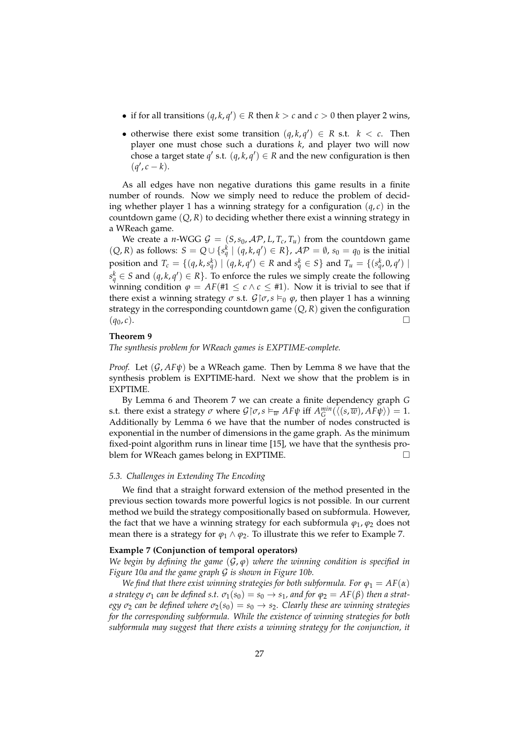- if for all transitions $(q, k, q') \in R$ then $k > c$ and $c > 0$ then player 2 wins,
- otherwise there exist some transition $(q, k, q') \in R$ s.t. $k < c$. Then player one must chose such a durations $k$, and player two will now chose a target state $q'$ s.t. $(q, k, q') \in R$ and the new configuration is then $(q', c - k)$.

As all edges have non negative durations this game results in a finite number of rounds. Now we simply need to reduce the problem of deciding whether player 1 has a winning strategy for a configuration $(q, c)$ in the countdown game $(Q, R)$ to deciding whether there exist a winning strategy in a WReach game.

We create a $n$-WGG $\mathcal{G} = (S, s_0, \mathcal{AP}, L, T_c, T_u)$ from the countdown game $(Q, R)$ as follows: $S = Q \cup \{s_q^k \mid (q, k, q') \in R\}$, $\mathcal{AP} = \emptyset$, $s_0 = q_0$ is the initial position and $T_c = \{(q, k, s_q^k) \mid (q, k, q') \in R \text{ and } s_q^k \in S\}$ and $T_u = \{(s_q^k, 0, q') \mid s_q^k \in S \text{ and } (q, k, q') \in R\}$. To enforce the rules we simply create the following winning condition $\varphi = AF(\#1 \leq c \wedge c \leq \#1)$. Now it is trivial to see that if there exist a winning strategy $\sigma$ s.t. $\mathcal{G}\upharpoonright\sigma, s \vDash_0 \varphi$, then player 1 has a winning strategy in the corresponding countdown game $(Q, R)$ given the configuration $(q_0, c)$. $\square$

**Theorem 9**

*The synthesis problem for WReach games is EXPTIME-complete.*

*Proof.* Let $(\mathcal{G}, AF\psi)$ be a WReach game. Then by Lemma 8 we have that the synthesis problem is EXPTIME-hard. Next we show that the problem is in EXPTIME.

By Lemma 6 and Theorem 7 we can create a finite dependency graph $G$ s.t. there exist a strategy $\sigma$ where $\mathcal{G}\upharpoonright\sigma, s \vDash_{\overline{w}} AF\psi$ iff $A_G^{min}(\langle(s, \overline{w}), AF\psi\rangle) = 1$. Additionally by Lemma 6 we have that the number of nodes constructed is exponential in the number of dimensions in the game graph. As the minimum fixed-point algorithm runs in linear time [15], we have that the synthesis problem for WReach games belong in EXPTIME. $\square$

### *5.3. Challenges in Extending The Encoding*

We find that a straight forward extension of the method presented in the previous section towards more powerful logics is not possible. In our current method we build the strategy compositionally based on subformula. However, the fact that we have a winning strategy for each subformula $\varphi_1, \varphi_2$ does not mean there is a strategy for $\varphi_1 \wedge \varphi_2$. To illustrate this we refer to Example 7.

**Example 7 (Conjunction of temporal operators)**

*We begin by defining the game $(\mathcal{G}, \varphi)$ where the winning condition is specified in Figure 10a and the game graph $\mathcal{G}$ is shown in Figure 10b.*

*We find that there exist winning strategies for both subformula. For $\varphi_1 = AF(\alpha)$ a strategy $\sigma_1$ can be defined s.t. $\sigma_1(s_0) = s_0 \rightarrow s_1$, and for $\varphi_2 = AF(\beta)$ then a strategy $\sigma_2$ can be defined where $\sigma_2(s_0) = s_0 \rightarrow s_2$. Clearly these are winning strategies for the corresponding subformula. While the existence of winning strategies for both subformula may suggest that there exists a winning strategy for the conjunction, it*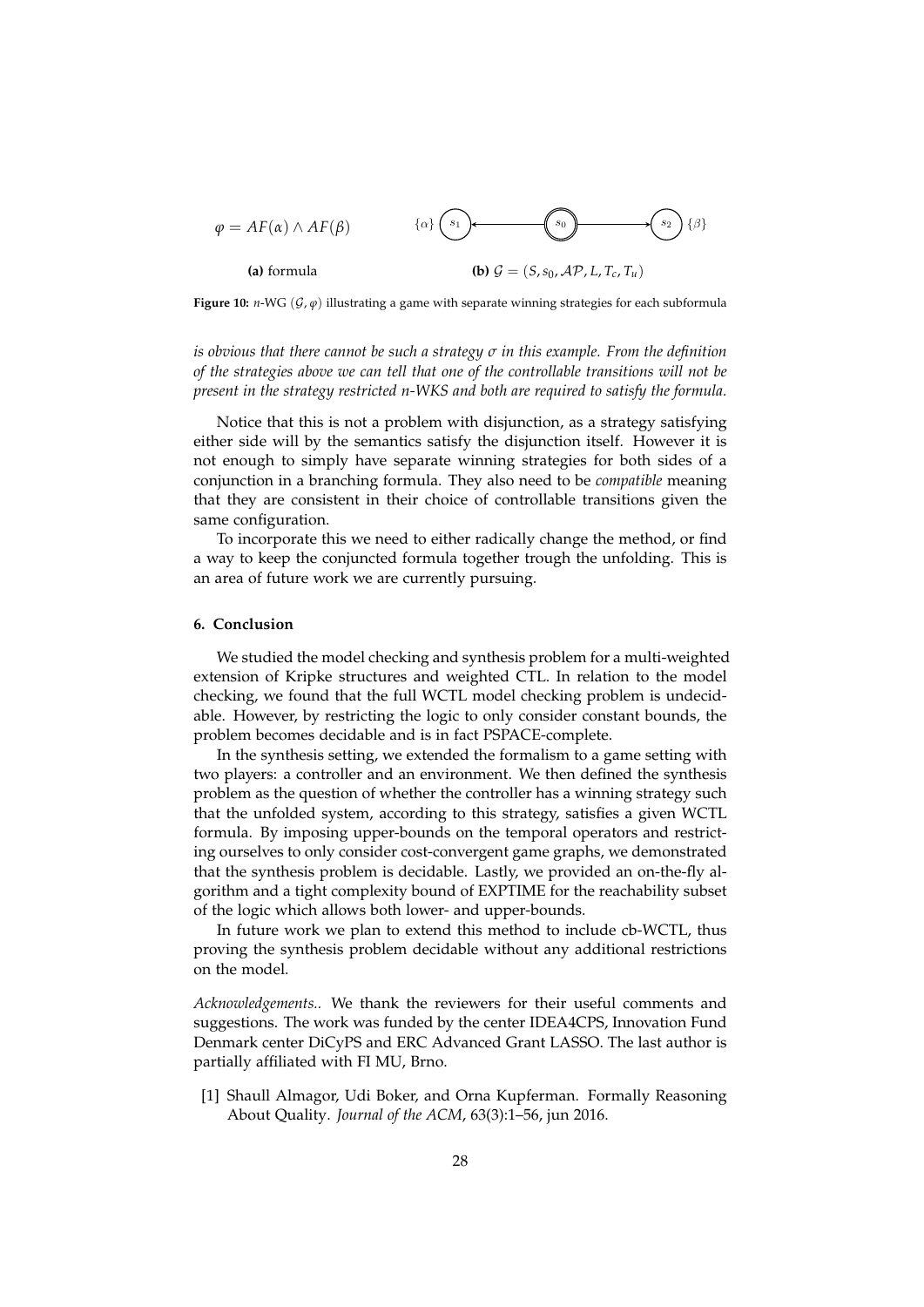$\varphi = AF(\alpha) \wedge AF(\beta)$

$\{\alpha\}$ $s_1$ $s_0$ $s_2$ $\{\beta\}$

**(a)** formula

**(b)** $\mathcal{G} = (S, s_0, \mathcal{AP}, L, T_c, T_u)$

**Figure 10:** $n$-WG $(\mathcal{G}, \varphi)$ illustrating a game with separate winning strategies for each subformula

*is obvious that there cannot be such a strategy $\sigma$ in this example. From the definition of the strategies above we can tell that one of the controllable transitions will not be present in the strategy restricted n-WKS and both are required to satisfy the formula.*

Notice that this is not a problem with disjunction, as a strategy satisfying either side will by the semantics satisfy the disjunction itself. However it is not enough to simply have separate winning strategies for both sides of a conjunction in a branching formula. They also need to be *compatible* meaning that they are consistent in their choice of controllable transitions given the same configuration.

To incorporate this we need to either radically change the method, or find a way to keep the conjuncted formula together trough the unfolding. This is an area of future work we are currently pursuing.

## 6. Conclusion

We studied the model checking and synthesis problem for a multi-weighted extension of Kripke structures and weighted CTL. In relation to the model checking, we found that the full WCTL model checking problem is undecidable. However, by restricting the logic to only consider constant bounds, the problem becomes decidable and is in fact PSPACE-complete.

In the synthesis setting, we extended the formalism to a game setting with two players: a controller and an environment. We then defined the synthesis problem as the question of whether the controller has a winning strategy such that the unfolded system, according to this strategy, satisfies a given WCTL formula. By imposing upper-bounds on the temporal operators and restricting ourselves to only consider cost-convergent game graphs, we demonstrated that the synthesis problem is decidable. Lastly, we provided an on-the-fly algorithm and a tight complexity bound of EXPTIME for the reachability subset of the logic which allows both lower- and upper-bounds.

In future work we plan to extend this method to include cb-WCTL, thus proving the synthesis problem decidable without any additional restrictions on the model.

*Acknowledgements..* We thank the reviewers for their useful comments and suggestions. The work was funded by the center IDEA4CPS, Innovation Fund Denmark center DiCyPS and ERC Advanced Grant LASSO. The last author is partially affiliated with FI MU, Brno.

[1] Shaull Almagor, Udi Boker, and Orna Kupferman. Formally Reasoning About Quality. *Journal of the ACM*, 63(3):1–56, jun 2016.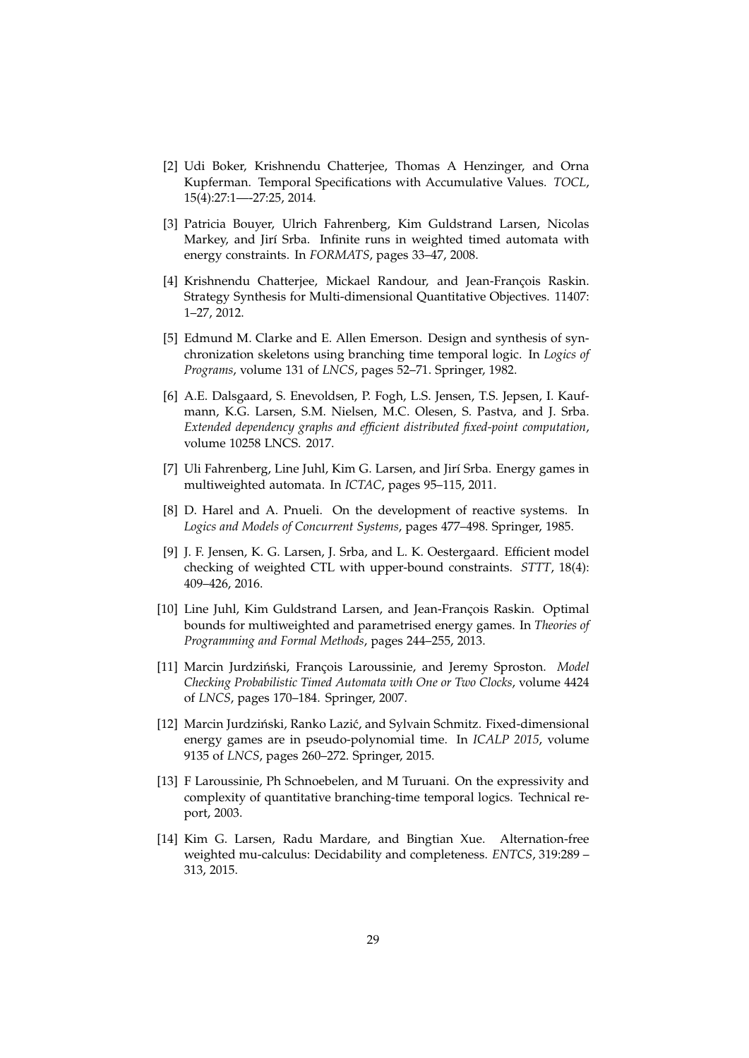[2] Udi Boker, Krishnendu Chatterjee, Thomas A Henzinger, and Orna Kupferman. Temporal Specifications with Accumulative Values. *TOCL*, 15(4):27:1—-27:25, 2014.

[3] Patricia Bouyer, Ulrich Fahrenberg, Kim Guldstrand Larsen, Nicolas Markey, and Jirí Srba. Infinite runs in weighted timed automata with energy constraints. In *FORMATS*, pages 33–47, 2008.

[4] Krishnendu Chatterjee, Mickael Randour, and Jean-François Raskin. Strategy Synthesis for Multi-dimensional Quantitative Objectives. 11407: 1–27, 2012.

[5] Edmund M. Clarke and E. Allen Emerson. Design and synthesis of synchronization skeletons using branching time temporal logic. In *Logics of Programs*, volume 131 of *LNCS*, pages 52–71. Springer, 1982.

[6] A.E. Dalsgaard, S. Enevoldsen, P. Fogh, L.S. Jensen, T.S. Jepsen, I. Kaufmann, K.G. Larsen, S.M. Nielsen, M.C. Olesen, S. Pastva, and J. Srba. *Extended dependency graphs and efficient distributed fixed-point computation*, volume 10258 LNCS. 2017.

[7] Uli Fahrenberg, Line Juhl, Kim G. Larsen, and Jirí Srba. Energy games in multiweighted automata. In *ICTAC*, pages 95–115, 2011.

[8] D. Harel and A. Pnueli. On the development of reactive systems. In *Logics and Models of Concurrent Systems*, pages 477–498. Springer, 1985.

[9] J. F. Jensen, K. G. Larsen, J. Srba, and L. K. Oestergaard. Efficient model checking of weighted CTL with upper-bound constraints. *STTT*, 18(4): 409–426, 2016.

[10] Line Juhl, Kim Guldstrand Larsen, and Jean-François Raskin. Optimal bounds for multiweighted and parametrised energy games. In *Theories of Programming and Formal Methods*, pages 244–255, 2013.

[11] Marcin Jurdziński, François Laroussinie, and Jeremy Sproston. *Model Checking Probabilistic Timed Automata with One or Two Clocks*, volume 4424 of *LNCS*, pages 170–184. Springer, 2007.

[12] Marcin Jurdziński, Ranko Lazić, and Sylvain Schmitz. Fixed-dimensional energy games are in pseudo-polynomial time. In *ICALP 2015*, volume 9135 of *LNCS*, pages 260–272. Springer, 2015.

[13] F Laroussinie, Ph Schnoebelen, and M Turuani. On the expressivity and complexity of quantitative branching-time temporal logics. Technical report, 2003.

[14] Kim G. Larsen, Radu Mardare, and Bingtian Xue. Alternation-free weighted mu-calculus: Decidability and completeness. *ENTCS*, 319:289 – 313, 2015.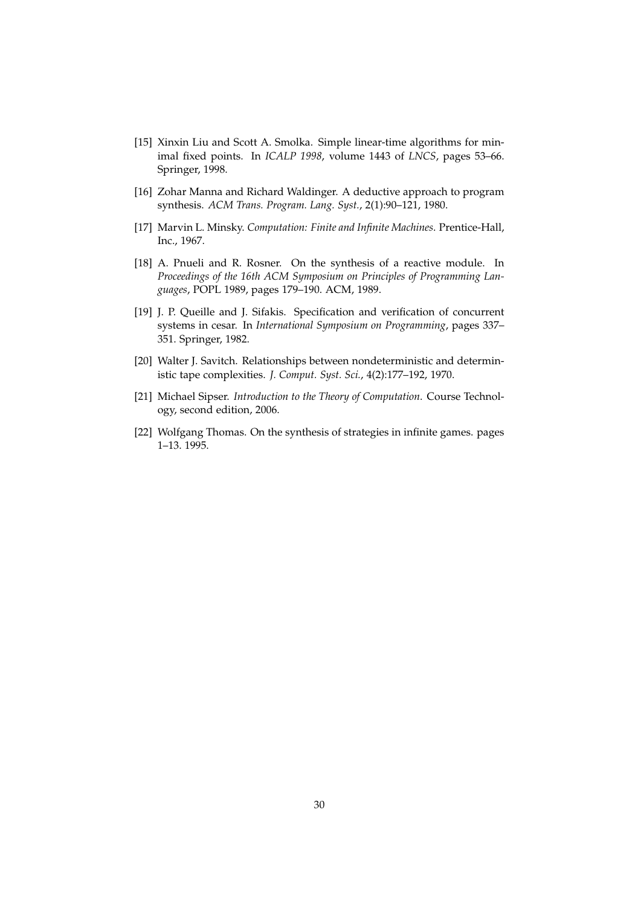[15] Xinxin Liu and Scott A. Smolka. Simple linear-time algorithms for minimal fixed points. In *ICALP 1998*, volume 1443 of *LNCS*, pages 53–66. Springer, 1998.

[16] Zohar Manna and Richard Waldinger. A deductive approach to program synthesis. *ACM Trans. Program. Lang. Syst.*, 2(1):90–121, 1980.

[17] Marvin L. Minsky. *Computation: Finite and Infinite Machines*. Prentice-Hall, Inc., 1967.

[18] A. Pnueli and R. Rosner. On the synthesis of a reactive module. In *Proceedings of the 16th ACM Symposium on Principles of Programming Languages*, POPL 1989, pages 179–190. ACM, 1989.

[19] J. P. Queille and J. Sifakis. Specification and verification of concurrent systems in cesar. In *International Symposium on Programming*, pages 337–351. Springer, 1982.

[20] Walter J. Savitch. Relationships between nondeterministic and deterministic tape complexities. *J. Comput. Syst. Sci.*, 4(2):177–192, 1970.

[21] Michael Sipser. *Introduction to the Theory of Computation*. Course Technology, second edition, 2006.

[22] Wolfgang Thomas. On the synthesis of strategies in infinite games. pages 1–13. 1995.